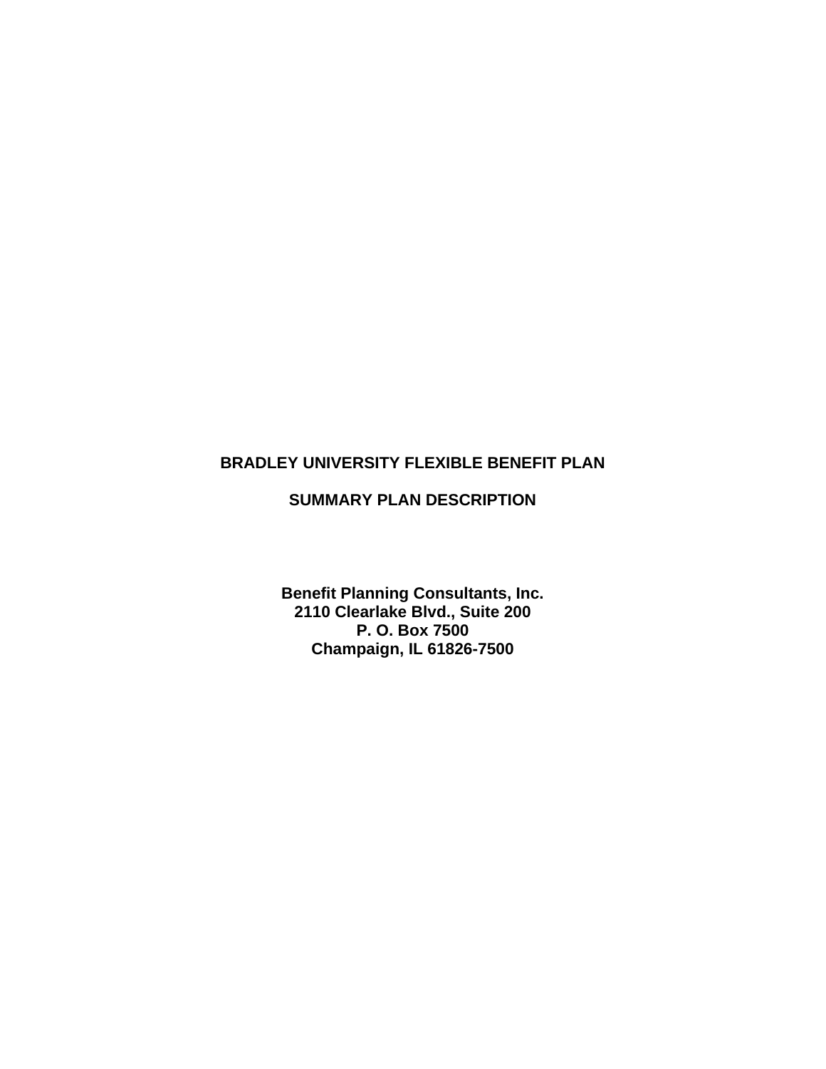# BRADLEY UNIVERSITY FLEXIBLE BENEFIT PLAN

## SUMMARY PLAN DESCRIPTION

**Benefit Planning Consultants, Inc.**
**2110 Clearlake Blvd., Suite 200**
**P. O. Box 7500**
**Champaign, IL 61826-7500**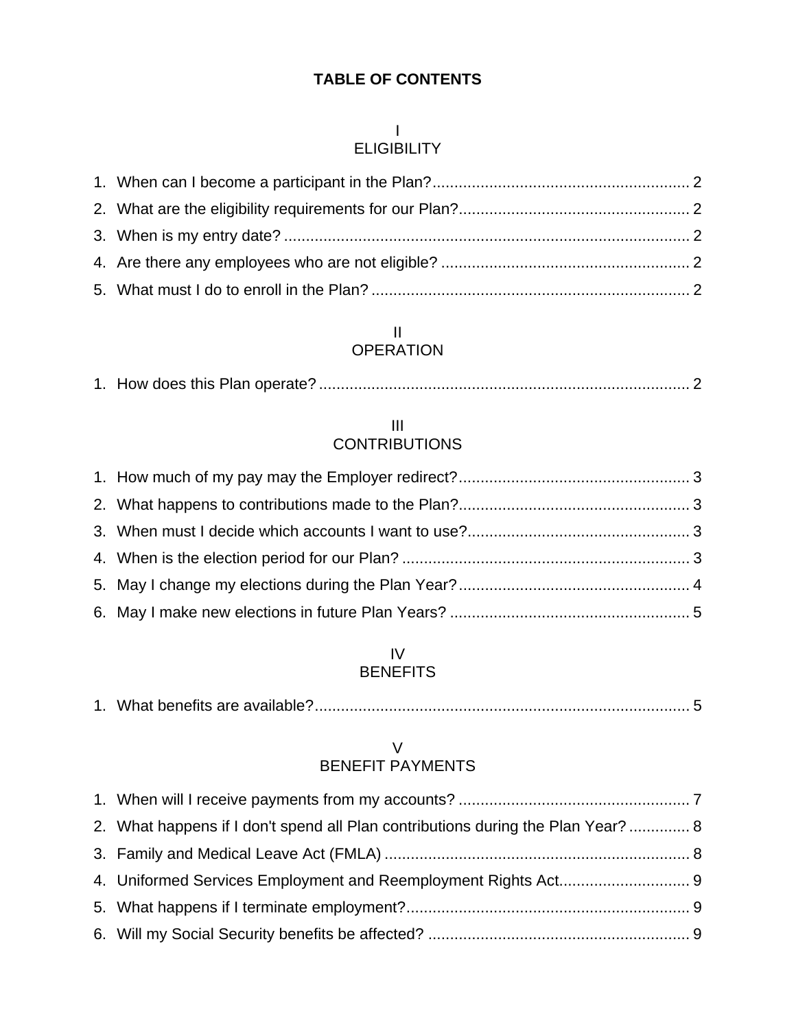# TABLE OF CONTENTS

## I
## ELIGIBILITY

1. When can I become a participant in the Plan? ... 2
2. What are the eligibility requirements for our Plan? ... 2
3. When is my entry date? ... 2
4. Are there any employees who are not eligible? ... 2
5. What must I do to enroll in the Plan? ... 2

## II
## OPERATION

1. How does this Plan operate? ... 2

## III
## CONTRIBUTIONS

1. How much of my pay may the Employer redirect? ... 3
2. What happens to contributions made to the Plan? ... 3
3. When must I decide which accounts I want to use? ... 3
4. When is the election period for our Plan? ... 3
5. May I change my elections during the Plan Year? ... 4
6. May I make new elections in future Plan Years? ... 5

## IV
## BENEFITS

1. What benefits are available? ... 5

## V
## BENEFIT PAYMENTS

1. When will I receive payments from my accounts? ... 7
2. What happens if I don't spend all Plan contributions during the Plan Year? ... 8
3. Family and Medical Leave Act (FMLA) ... 8
4. Uniformed Services Employment and Reemployment Rights Act ... 9
5. What happens if I terminate employment? ... 9
6. Will my Social Security benefits be affected? ... 9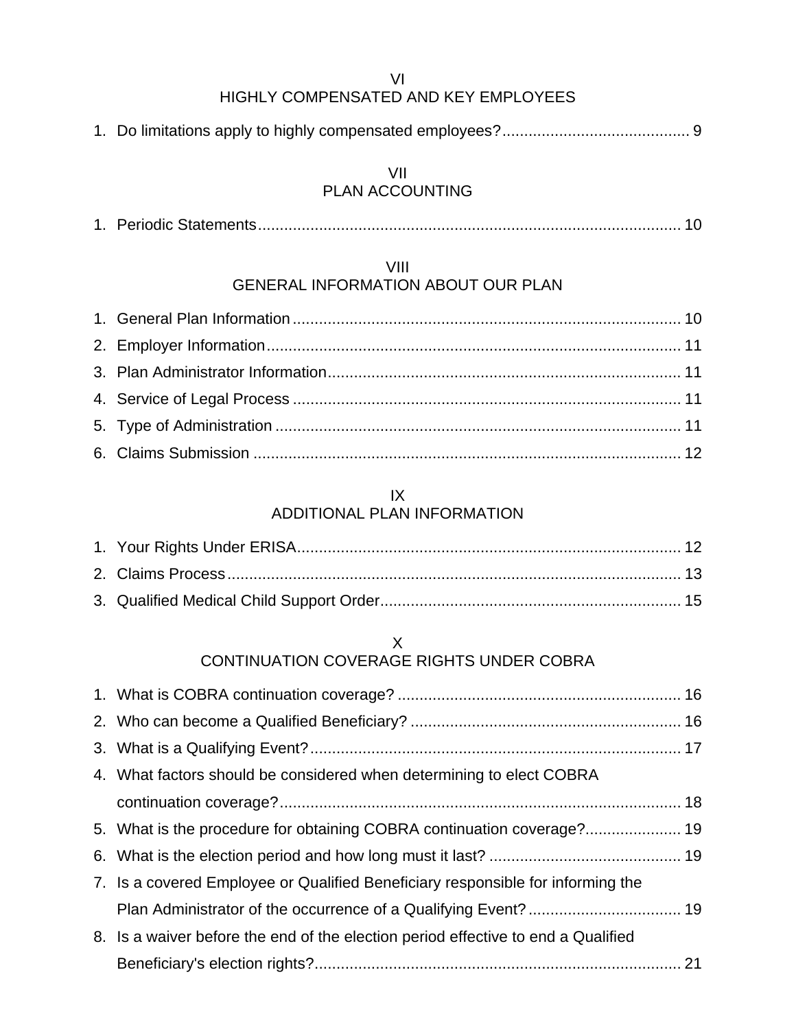## VI
## HIGHLY COMPENSATED AND KEY EMPLOYEES

1. Do limitations apply to highly compensated employees?.......................................... 9

## VII
## PLAN ACCOUNTING

1. Periodic Statements................................................................................................ 10

## VIII
## GENERAL INFORMATION ABOUT OUR PLAN

1. General Plan Information ........................................................................................ 10
2. Employer Information............................................................................................. 11
3. Plan Administrator Information................................................................................ 11
4. Service of Legal Process ........................................................................................ 11
5. Type of Administration ............................................................................................ 11
6. Claims Submission ................................................................................................. 12

## IX
## ADDITIONAL PLAN INFORMATION

1. Your Rights Under ERISA....................................................................................... 12
2. Claims Process ....................................................................................................... 13
3. Qualified Medical Child Support Order.................................................................... 15

## X
## CONTINUATION COVERAGE RIGHTS UNDER COBRA

1. What is COBRA continuation coverage? ................................................................ 16
2. Who can become a Qualified Beneficiary? ............................................................. 16
3. What is a Qualifying Event?.................................................................................... 17
4. What factors should be considered when determining to elect COBRA continuation coverage?........................................................................................... 18
5. What is the procedure for obtaining COBRA continuation coverage?...................... 19
6. What is the election period and how long must it last? ............................................ 19
7. Is a covered Employee or Qualified Beneficiary responsible for informing the Plan Administrator of the occurrence of a Qualifying Event?................................... 19
8. Is a waiver before the end of the election period effective to end a Qualified Beneficiary's election rights?................................................................................... 21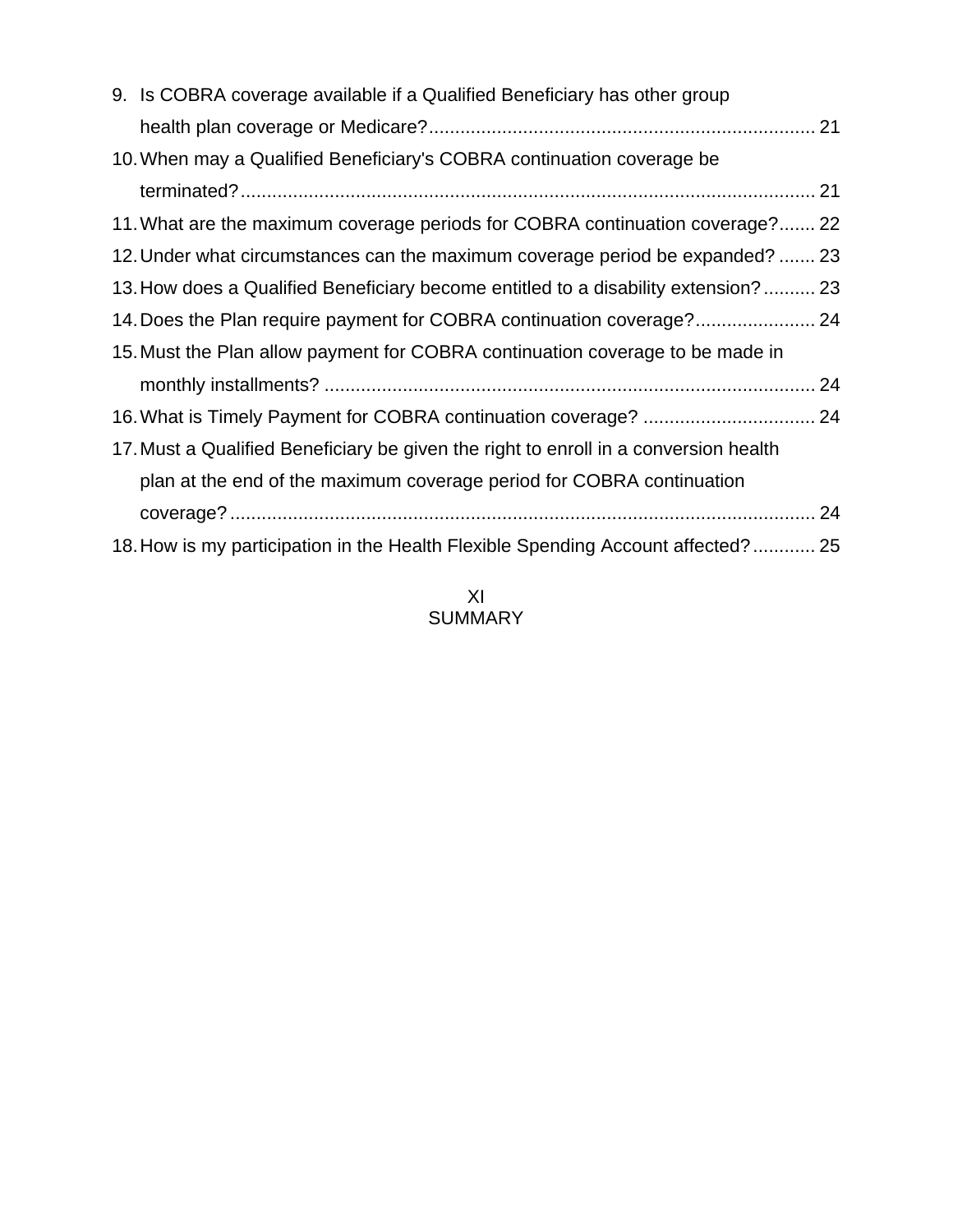9. Is COBRA coverage available if a Qualified Beneficiary has other group health plan coverage or Medicare? ........................................................................ 21
10. When may a Qualified Beneficiary's COBRA continuation coverage be terminated? ........................................................................................................... 21
11. What are the maximum coverage periods for COBRA continuation coverage? ....... 22
12. Under what circumstances can the maximum coverage period be expanded? ....... 23
13. How does a Qualified Beneficiary become entitled to a disability extension? .......... 23
14. Does the Plan require payment for COBRA continuation coverage? ....................... 24
15. Must the Plan allow payment for COBRA continuation coverage to be made in monthly installments? ............................................................................................ 24
16. What is Timely Payment for COBRA continuation coverage? ................................. 24
17. Must a Qualified Beneficiary be given the right to enroll in a conversion health plan at the end of the maximum coverage period for COBRA continuation coverage? ............................................................................................................... 24
18. How is my participation in the Health Flexible Spending Account affected? ............ 25

XI
SUMMARY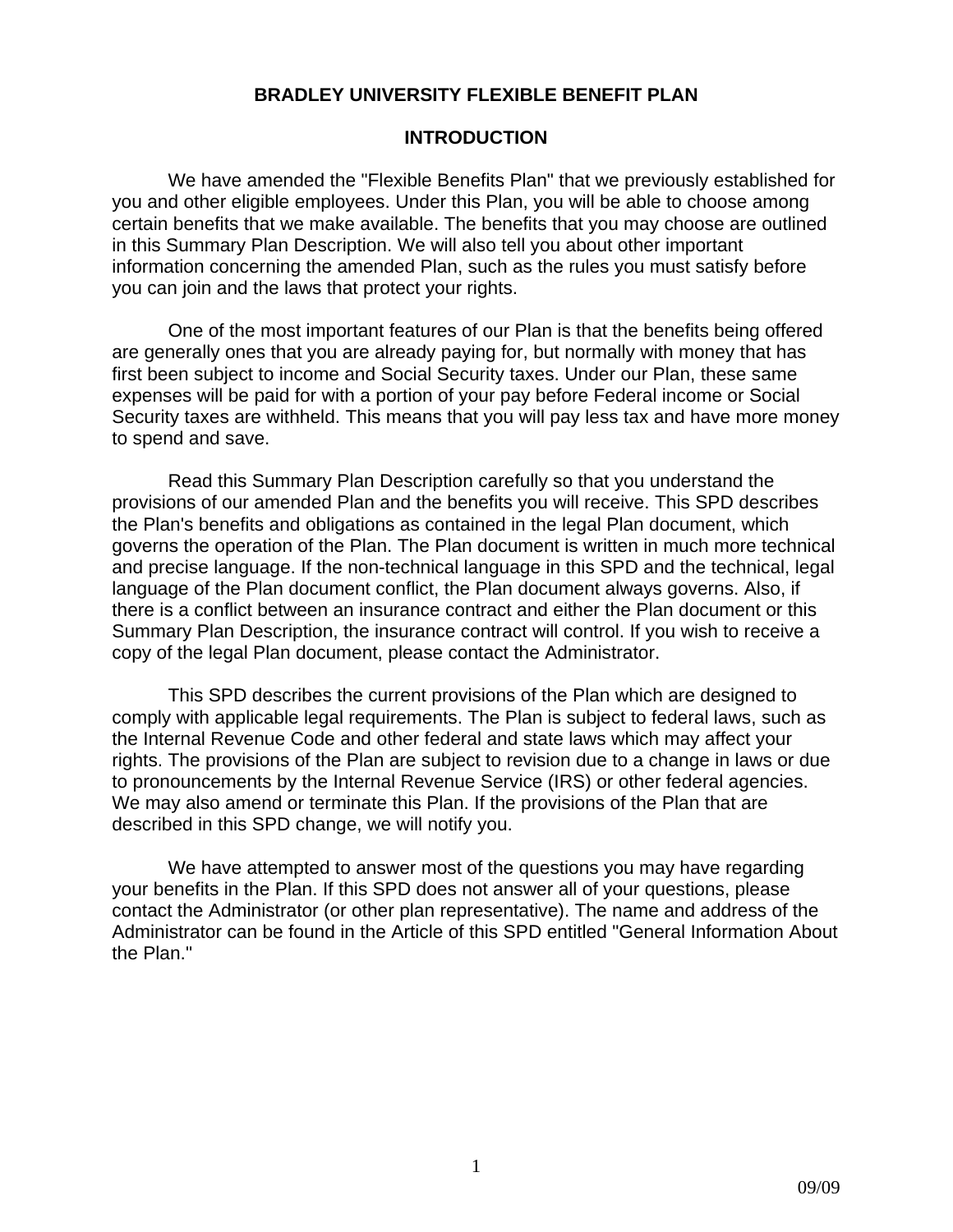# BRADLEY UNIVERSITY FLEXIBLE BENEFIT PLAN

## INTRODUCTION

We have amended the "Flexible Benefits Plan" that we previously established for you and other eligible employees. Under this Plan, you will be able to choose among certain benefits that we make available. The benefits that you may choose are outlined in this Summary Plan Description. We will also tell you about other important information concerning the amended Plan, such as the rules you must satisfy before you can join and the laws that protect your rights.

One of the most important features of our Plan is that the benefits being offered are generally ones that you are already paying for, but normally with money that has first been subject to income and Social Security taxes. Under our Plan, these same expenses will be paid for with a portion of your pay before Federal income or Social Security taxes are withheld. This means that you will pay less tax and have more money to spend and save.

Read this Summary Plan Description carefully so that you understand the provisions of our amended Plan and the benefits you will receive. This SPD describes the Plan's benefits and obligations as contained in the legal Plan document, which governs the operation of the Plan. The Plan document is written in much more technical and precise language. If the non-technical language in this SPD and the technical, legal language of the Plan document conflict, the Plan document always governs. Also, if there is a conflict between an insurance contract and either the Plan document or this Summary Plan Description, the insurance contract will control. If you wish to receive a copy of the legal Plan document, please contact the Administrator.

This SPD describes the current provisions of the Plan which are designed to comply with applicable legal requirements. The Plan is subject to federal laws, such as the Internal Revenue Code and other federal and state laws which may affect your rights. The provisions of the Plan are subject to revision due to a change in laws or due to pronouncements by the Internal Revenue Service (IRS) or other federal agencies. We may also amend or terminate this Plan. If the provisions of the Plan that are described in this SPD change, we will notify you.

We have attempted to answer most of the questions you may have regarding your benefits in the Plan. If this SPD does not answer all of your questions, please contact the Administrator (or other plan representative). The name and address of the Administrator can be found in the Article of this SPD entitled "General Information About the Plan."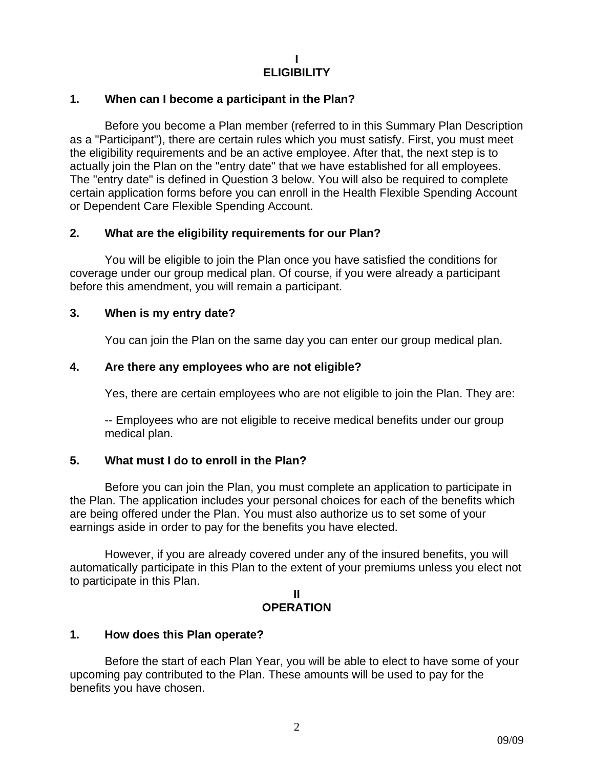## I
## ELIGIBILITY

### 1. When can I become a participant in the Plan?

Before you become a Plan member (referred to in this Summary Plan Description as a "Participant"), there are certain rules which you must satisfy. First, you must meet the eligibility requirements and be an active employee. After that, the next step is to actually join the Plan on the "entry date" that we have established for all employees. The "entry date" is defined in Question 3 below. You will also be required to complete certain application forms before you can enroll in the Health Flexible Spending Account or Dependent Care Flexible Spending Account.

### 2. What are the eligibility requirements for our Plan?

You will be eligible to join the Plan once you have satisfied the conditions for coverage under our group medical plan. Of course, if you were already a participant before this amendment, you will remain a participant.

### 3. When is my entry date?

You can join the Plan on the same day you can enter our group medical plan.

### 4. Are there any employees who are not eligible?

Yes, there are certain employees who are not eligible to join the Plan. They are:

-- Employees who are not eligible to receive medical benefits under our group medical plan.

### 5. What must I do to enroll in the Plan?

Before you can join the Plan, you must complete an application to participate in the Plan. The application includes your personal choices for each of the benefits which are being offered under the Plan. You must also authorize us to set some of your earnings aside in order to pay for the benefits you have elected.

However, if you are already covered under any of the insured benefits, you will automatically participate in this Plan to the extent of your premiums unless you elect not to participate in this Plan.

## II
## OPERATION

### 1. How does this Plan operate?

Before the start of each Plan Year, you will be able to elect to have some of your upcoming pay contributed to the Plan. These amounts will be used to pay for the benefits you have chosen.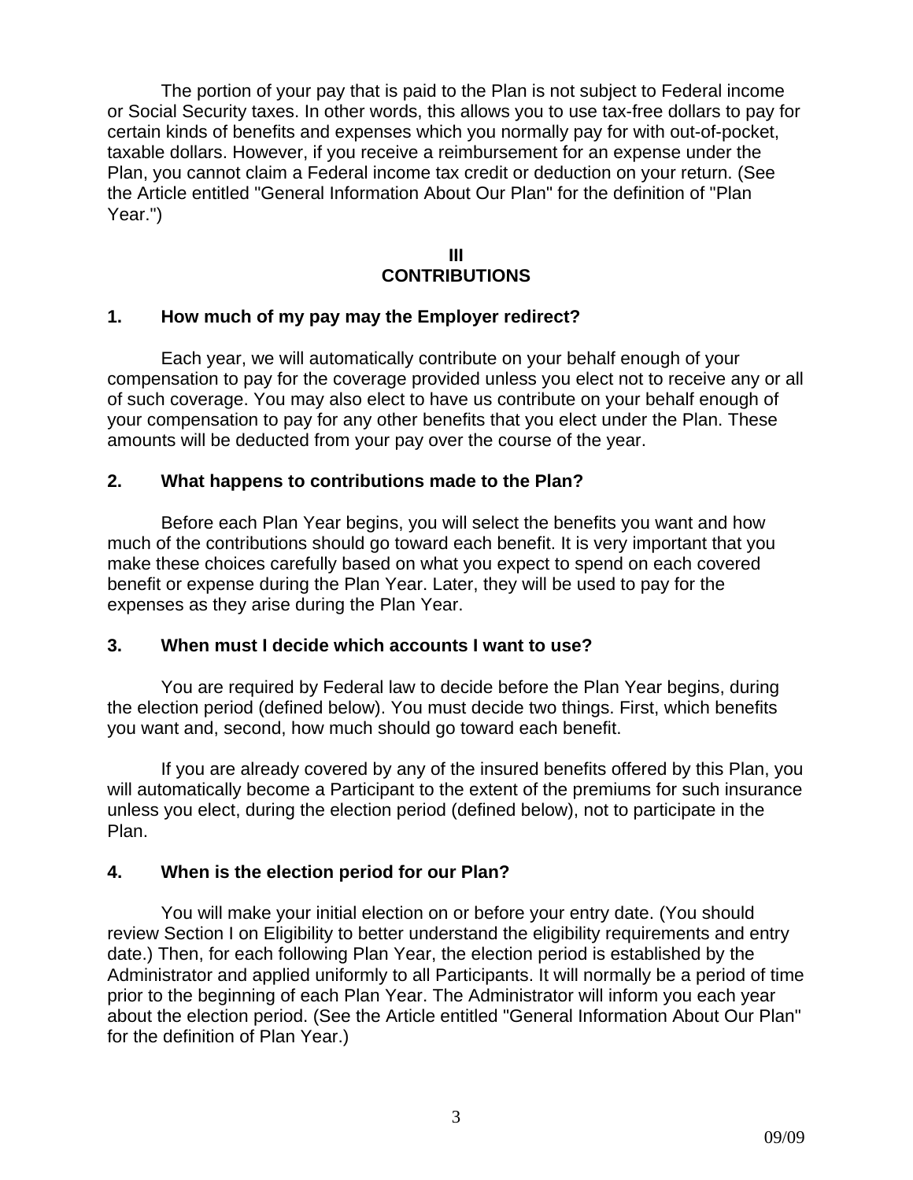The portion of your pay that is paid to the Plan is not subject to Federal income or Social Security taxes. In other words, this allows you to use tax-free dollars to pay for certain kinds of benefits and expenses which you normally pay for with out-of-pocket, taxable dollars. However, if you receive a reimbursement for an expense under the Plan, you cannot claim a Federal income tax credit or deduction on your return. (See the Article entitled "General Information About Our Plan" for the definition of "Plan Year.")

## III
## CONTRIBUTIONS

### 1. How much of my pay may the Employer redirect?

Each year, we will automatically contribute on your behalf enough of your compensation to pay for the coverage provided unless you elect not to receive any or all of such coverage. You may also elect to have us contribute on your behalf enough of your compensation to pay for any other benefits that you elect under the Plan. These amounts will be deducted from your pay over the course of the year.

### 2. What happens to contributions made to the Plan?

Before each Plan Year begins, you will select the benefits you want and how much of the contributions should go toward each benefit. It is very important that you make these choices carefully based on what you expect to spend on each covered benefit or expense during the Plan Year. Later, they will be used to pay for the expenses as they arise during the Plan Year.

### 3. When must I decide which accounts I want to use?

You are required by Federal law to decide before the Plan Year begins, during the election period (defined below). You must decide two things. First, which benefits you want and, second, how much should go toward each benefit.

If you are already covered by any of the insured benefits offered by this Plan, you will automatically become a Participant to the extent of the premiums for such insurance unless you elect, during the election period (defined below), not to participate in the Plan.

### 4. When is the election period for our Plan?

You will make your initial election on or before your entry date. (You should review Section I on Eligibility to better understand the eligibility requirements and entry date.) Then, for each following Plan Year, the election period is established by the Administrator and applied uniformly to all Participants. It will normally be a period of time prior to the beginning of each Plan Year. The Administrator will inform you each year about the election period. (See the Article entitled "General Information About Our Plan" for the definition of Plan Year.)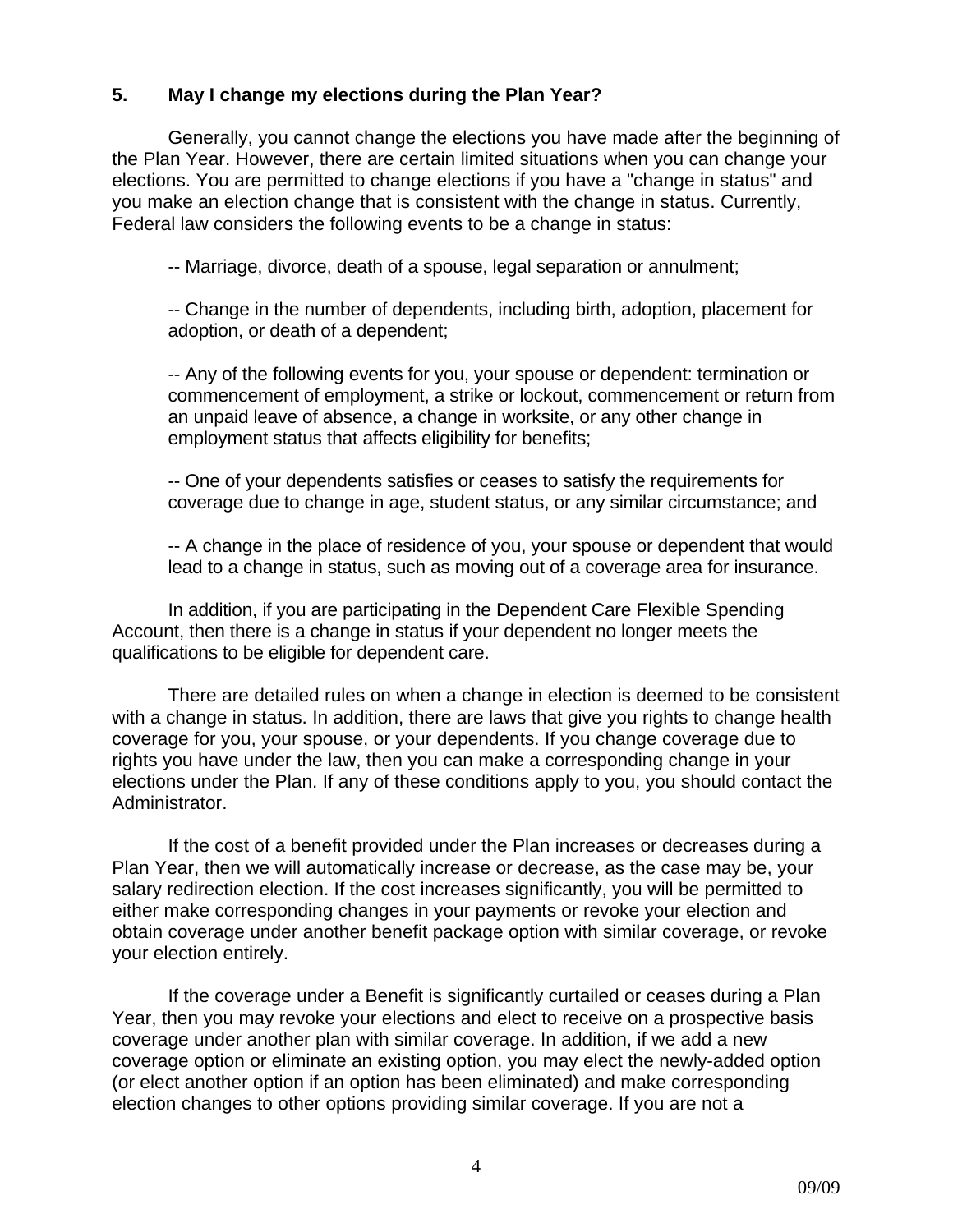### 5. May I change my elections during the Plan Year?

Generally, you cannot change the elections you have made after the beginning of the Plan Year. However, there are certain limited situations when you can change your elections. You are permitted to change elections if you have a "change in status" and you make an election change that is consistent with the change in status. Currently, Federal law considers the following events to be a change in status:

-- Marriage, divorce, death of a spouse, legal separation or annulment;

-- Change in the number of dependents, including birth, adoption, placement for adoption, or death of a dependent;

-- Any of the following events for you, your spouse or dependent: termination or commencement of employment, a strike or lockout, commencement or return from an unpaid leave of absence, a change in worksite, or any other change in employment status that affects eligibility for benefits;

-- One of your dependents satisfies or ceases to satisfy the requirements for coverage due to change in age, student status, or any similar circumstance; and

-- A change in the place of residence of you, your spouse or dependent that would lead to a change in status, such as moving out of a coverage area for insurance.

In addition, if you are participating in the Dependent Care Flexible Spending Account, then there is a change in status if your dependent no longer meets the qualifications to be eligible for dependent care.

There are detailed rules on when a change in election is deemed to be consistent with a change in status. In addition, there are laws that give you rights to change health coverage for you, your spouse, or your dependents. If you change coverage due to rights you have under the law, then you can make a corresponding change in your elections under the Plan. If any of these conditions apply to you, you should contact the Administrator.

If the cost of a benefit provided under the Plan increases or decreases during a Plan Year, then we will automatically increase or decrease, as the case may be, your salary redirection election. If the cost increases significantly, you will be permitted to either make corresponding changes in your payments or revoke your election and obtain coverage under another benefit package option with similar coverage, or revoke your election entirely.

If the coverage under a Benefit is significantly curtailed or ceases during a Plan Year, then you may revoke your elections and elect to receive on a prospective basis coverage under another plan with similar coverage. In addition, if we add a new coverage option or eliminate an existing option, you may elect the newly-added option (or elect another option if an option has been eliminated) and make corresponding election changes to other options providing similar coverage. If you are not a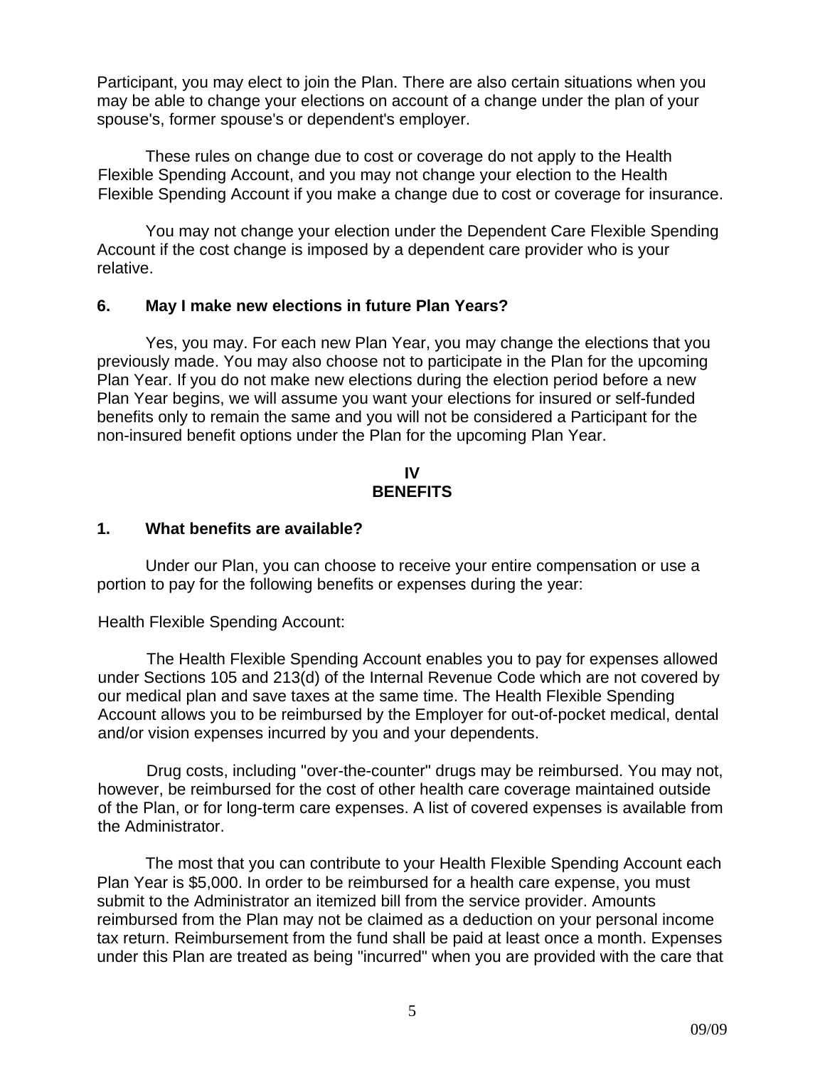Participant, you may elect to join the Plan. There are also certain situations when you may be able to change your elections on account of a change under the plan of your spouse's, former spouse's or dependent's employer.

These rules on change due to cost or coverage do not apply to the Health Flexible Spending Account, and you may not change your election to the Health Flexible Spending Account if you make a change due to cost or coverage for insurance.

You may not change your election under the Dependent Care Flexible Spending Account if the cost change is imposed by a dependent care provider who is your relative.

### 6. May I make new elections in future Plan Years?

Yes, you may. For each new Plan Year, you may change the elections that you previously made. You may also choose not to participate in the Plan for the upcoming Plan Year. If you do not make new elections during the election period before a new Plan Year begins, we will assume you want your elections for insured or self-funded benefits only to remain the same and you will not be considered a Participant for the non-insured benefit options under the Plan for the upcoming Plan Year.

## IV
## BENEFITS

### 1. What benefits are available?

Under our Plan, you can choose to receive your entire compensation or use a portion to pay for the following benefits or expenses during the year:

Health Flexible Spending Account:

The Health Flexible Spending Account enables you to pay for expenses allowed under Sections 105 and 213(d) of the Internal Revenue Code which are not covered by our medical plan and save taxes at the same time. The Health Flexible Spending Account allows you to be reimbursed by the Employer for out-of-pocket medical, dental and/or vision expenses incurred by you and your dependents.

Drug costs, including "over-the-counter" drugs may be reimbursed. You may not, however, be reimbursed for the cost of other health care coverage maintained outside of the Plan, or for long-term care expenses. A list of covered expenses is available from the Administrator.

The most that you can contribute to your Health Flexible Spending Account each Plan Year is $5,000. In order to be reimbursed for a health care expense, you must submit to the Administrator an itemized bill from the service provider. Amounts reimbursed from the Plan may not be claimed as a deduction on your personal income tax return. Reimbursement from the fund shall be paid at least once a month. Expenses under this Plan are treated as being "incurred" when you are provided with the care that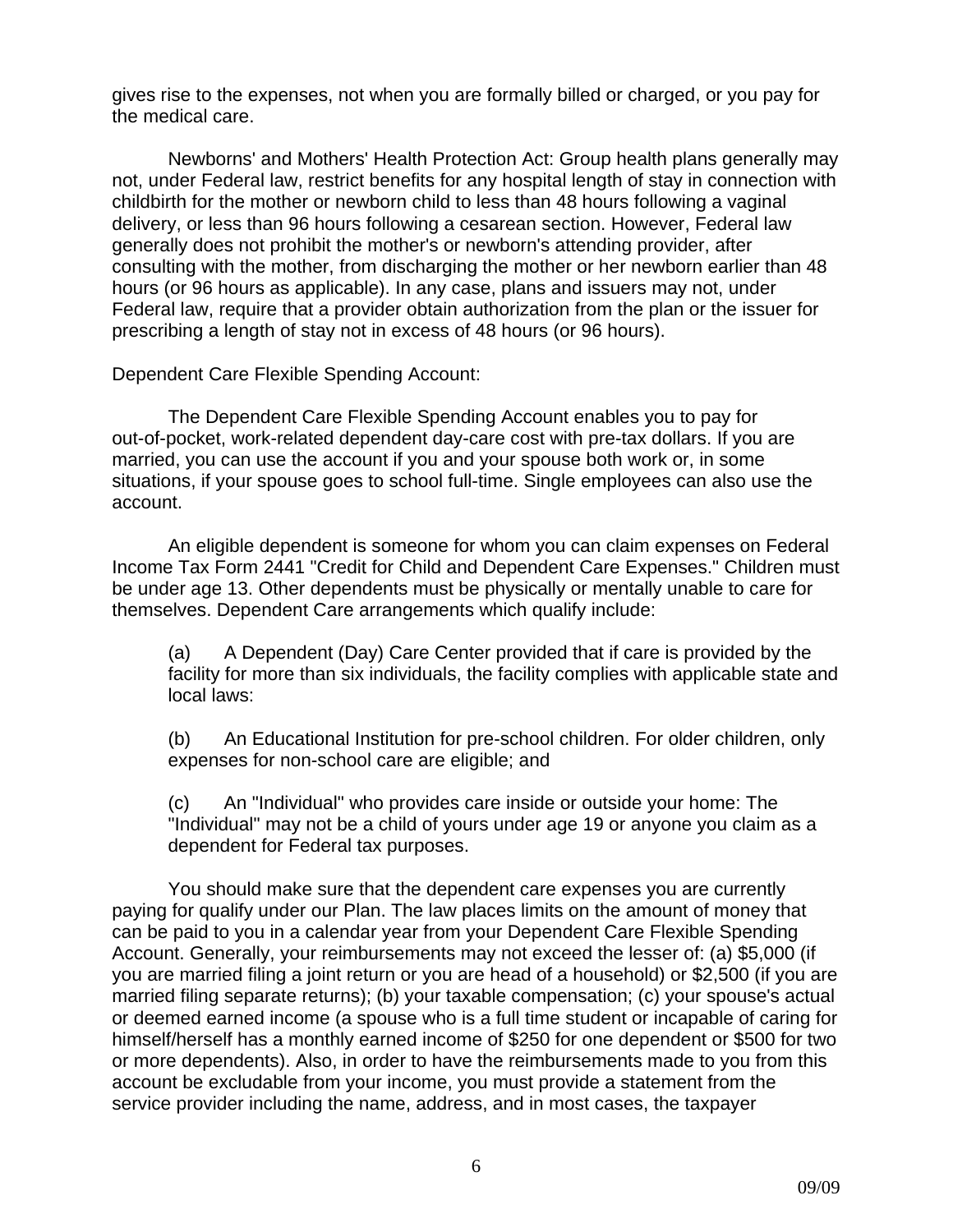gives rise to the expenses, not when you are formally billed or charged, or you pay for the medical care.

Newborns' and Mothers' Health Protection Act: Group health plans generally may not, under Federal law, restrict benefits for any hospital length of stay in connection with childbirth for the mother or newborn child to less than 48 hours following a vaginal delivery, or less than 96 hours following a cesarean section. However, Federal law generally does not prohibit the mother's or newborn's attending provider, after consulting with the mother, from discharging the mother or her newborn earlier than 48 hours (or 96 hours as applicable). In any case, plans and issuers may not, under Federal law, require that a provider obtain authorization from the plan or the issuer for prescribing a length of stay not in excess of 48 hours (or 96 hours).

Dependent Care Flexible Spending Account:

The Dependent Care Flexible Spending Account enables you to pay for out-of-pocket, work-related dependent day-care cost with pre-tax dollars. If you are married, you can use the account if you and your spouse both work or, in some situations, if your spouse goes to school full-time. Single employees can also use the account.

An eligible dependent is someone for whom you can claim expenses on Federal Income Tax Form 2441 "Credit for Child and Dependent Care Expenses." Children must be under age 13. Other dependents must be physically or mentally unable to care for themselves. Dependent Care arrangements which qualify include:

(a) A Dependent (Day) Care Center provided that if care is provided by the facility for more than six individuals, the facility complies with applicable state and local laws:

(b) An Educational Institution for pre-school children. For older children, only expenses for non-school care are eligible; and

(c) An "Individual" who provides care inside or outside your home: The "Individual" may not be a child of yours under age 19 or anyone you claim as a dependent for Federal tax purposes.

You should make sure that the dependent care expenses you are currently paying for qualify under our Plan. The law places limits on the amount of money that can be paid to you in a calendar year from your Dependent Care Flexible Spending Account. Generally, your reimbursements may not exceed the lesser of: (a) $5,000 (if you are married filing a joint return or you are head of a household) or $2,500 (if you are married filing separate returns); (b) your taxable compensation; (c) your spouse's actual or deemed earned income (a spouse who is a full time student or incapable of caring for himself/herself has a monthly earned income of $250 for one dependent or $500 for two or more dependents). Also, in order to have the reimbursements made to you from this account be excludable from your income, you must provide a statement from the service provider including the name, address, and in most cases, the taxpayer

09/09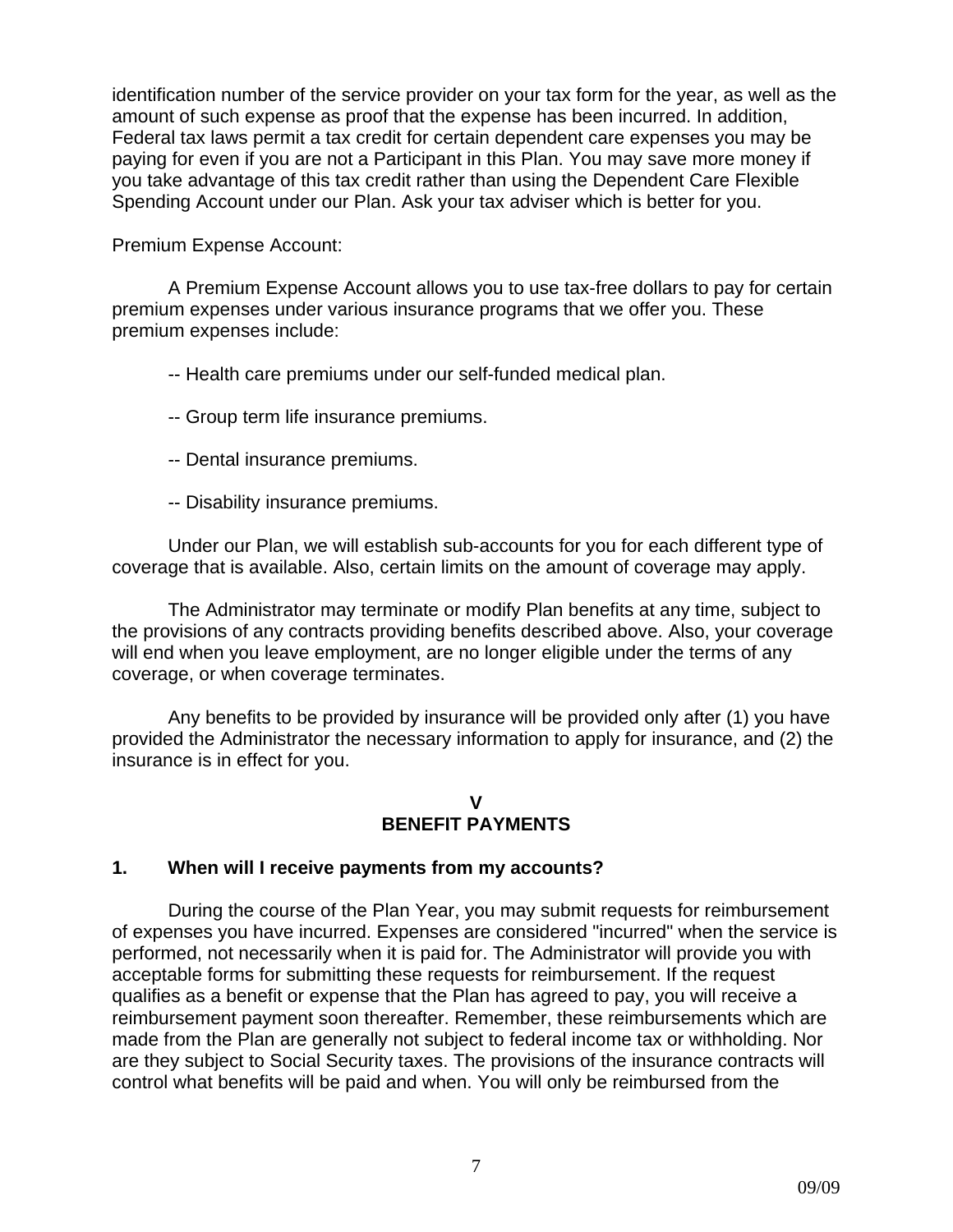identification number of the service provider on your tax form for the year, as well as the amount of such expense as proof that the expense has been incurred. In addition, Federal tax laws permit a tax credit for certain dependent care expenses you may be paying for even if you are not a Participant in this Plan. You may save more money if you take advantage of this tax credit rather than using the Dependent Care Flexible Spending Account under our Plan. Ask your tax adviser which is better for you.

Premium Expense Account:

A Premium Expense Account allows you to use tax-free dollars to pay for certain premium expenses under various insurance programs that we offer you. These premium expenses include:

-- Health care premiums under our self-funded medical plan.

-- Group term life insurance premiums.

-- Dental insurance premiums.

-- Disability insurance premiums.

Under our Plan, we will establish sub-accounts for you for each different type of coverage that is available. Also, certain limits on the amount of coverage may apply.

The Administrator may terminate or modify Plan benefits at any time, subject to the provisions of any contracts providing benefits described above. Also, your coverage will end when you leave employment, are no longer eligible under the terms of any coverage, or when coverage terminates.

Any benefits to be provided by insurance will be provided only after (1) you have provided the Administrator the necessary information to apply for insurance, and (2) the insurance is in effect for you.

## V
## BENEFIT PAYMENTS

### 1. When will I receive payments from my accounts?

During the course of the Plan Year, you may submit requests for reimbursement of expenses you have incurred. Expenses are considered "incurred" when the service is performed, not necessarily when it is paid for. The Administrator will provide you with acceptable forms for submitting these requests for reimbursement. If the request qualifies as a benefit or expense that the Plan has agreed to pay, you will receive a reimbursement payment soon thereafter. Remember, these reimbursements which are made from the Plan are generally not subject to federal income tax or withholding. Nor are they subject to Social Security taxes. The provisions of the insurance contracts will control what benefits will be paid and when. You will only be reimbursed from the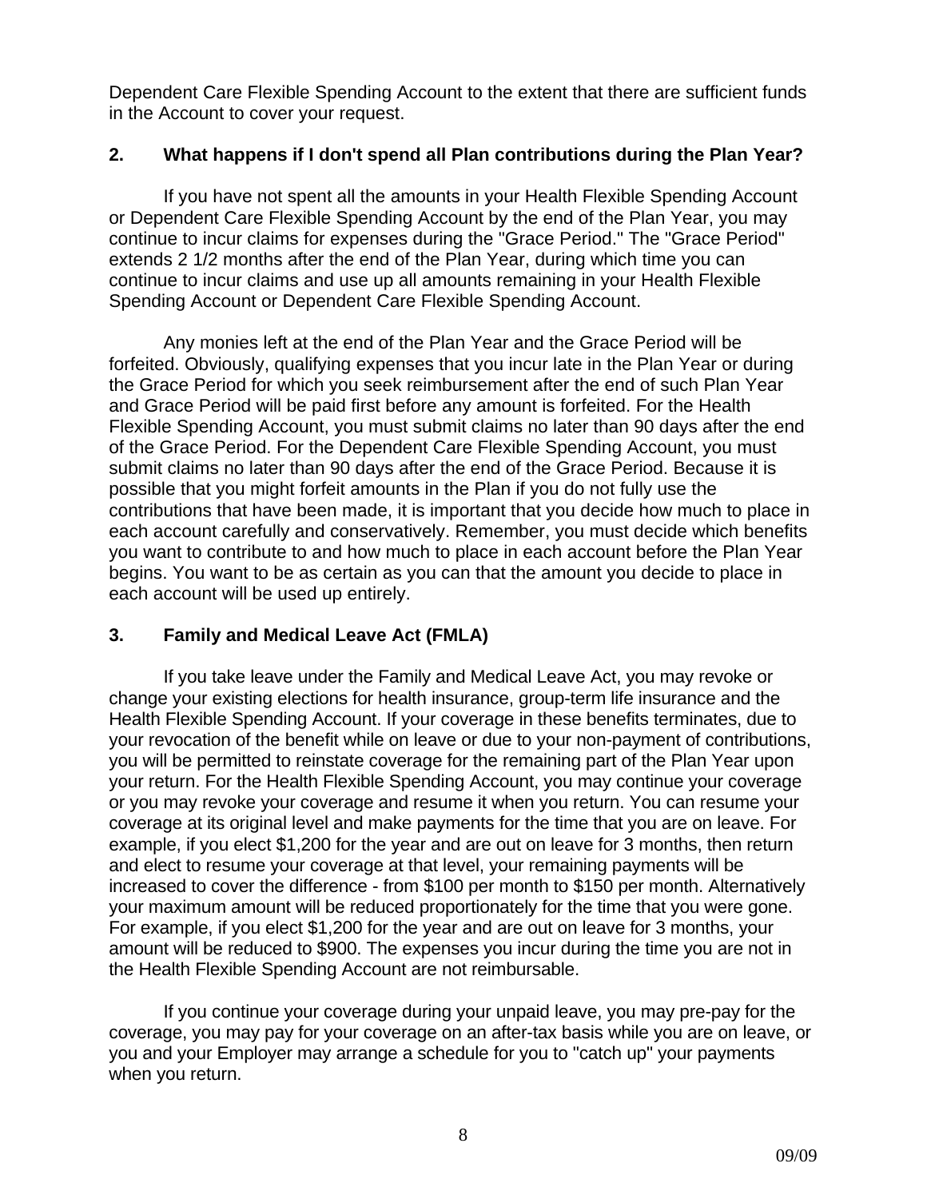Dependent Care Flexible Spending Account to the extent that there are sufficient funds in the Account to cover your request.

**2. What happens if I don't spend all Plan contributions during the Plan Year?**

If you have not spent all the amounts in your Health Flexible Spending Account or Dependent Care Flexible Spending Account by the end of the Plan Year, you may continue to incur claims for expenses during the "Grace Period." The "Grace Period" extends 2 1/2 months after the end of the Plan Year, during which time you can continue to incur claims and use up all amounts remaining in your Health Flexible Spending Account or Dependent Care Flexible Spending Account.

Any monies left at the end of the Plan Year and the Grace Period will be forfeited. Obviously, qualifying expenses that you incur late in the Plan Year or during the Grace Period for which you seek reimbursement after the end of such Plan Year and Grace Period will be paid first before any amount is forfeited. For the Health Flexible Spending Account, you must submit claims no later than 90 days after the end of the Grace Period. For the Dependent Care Flexible Spending Account, you must submit claims no later than 90 days after the end of the Grace Period. Because it is possible that you might forfeit amounts in the Plan if you do not fully use the contributions that have been made, it is important that you decide how much to place in each account carefully and conservatively. Remember, you must decide which benefits you want to contribute to and how much to place in each account before the Plan Year begins. You want to be as certain as you can that the amount you decide to place in each account will be used up entirely.

**3. Family and Medical Leave Act (FMLA)**

If you take leave under the Family and Medical Leave Act, you may revoke or change your existing elections for health insurance, group-term life insurance and the Health Flexible Spending Account. If your coverage in these benefits terminates, due to your revocation of the benefit while on leave or due to your non-payment of contributions, you will be permitted to reinstate coverage for the remaining part of the Plan Year upon your return. For the Health Flexible Spending Account, you may continue your coverage or you may revoke your coverage and resume it when you return. You can resume your coverage at its original level and make payments for the time that you are on leave. For example, if you elect $1,200 for the year and are out on leave for 3 months, then return and elect to resume your coverage at that level, your remaining payments will be increased to cover the difference - from $100 per month to $150 per month. Alternatively your maximum amount will be reduced proportionately for the time that you were gone. For example, if you elect $1,200 for the year and are out on leave for 3 months, your amount will be reduced to $900. The expenses you incur during the time you are not in the Health Flexible Spending Account are not reimbursable.

If you continue your coverage during your unpaid leave, you may pre-pay for the coverage, you may pay for your coverage on an after-tax basis while you are on leave, or you and your Employer may arrange a schedule for you to "catch up" your payments when you return.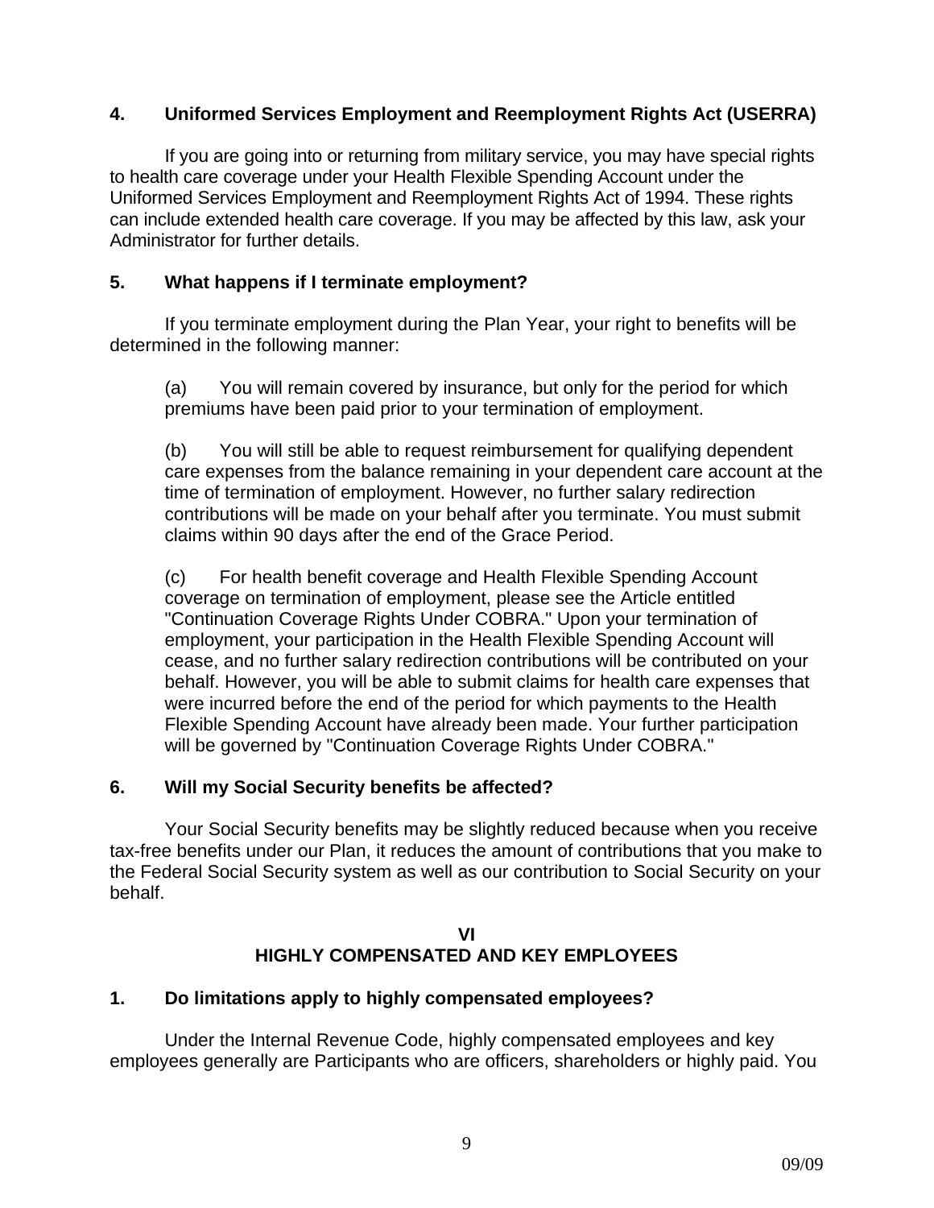**4. Uniformed Services Employment and Reemployment Rights Act (USERRA)**

If you are going into or returning from military service, you may have special rights to health care coverage under your Health Flexible Spending Account under the Uniformed Services Employment and Reemployment Rights Act of 1994. These rights can include extended health care coverage. If you may be affected by this law, ask your Administrator for further details.

**5. What happens if I terminate employment?**

If you terminate employment during the Plan Year, your right to benefits will be determined in the following manner:

(a) You will remain covered by insurance, but only for the period for which premiums have been paid prior to your termination of employment.

(b) You will still be able to request reimbursement for qualifying dependent care expenses from the balance remaining in your dependent care account at the time of termination of employment. However, no further salary redirection contributions will be made on your behalf after you terminate. You must submit claims within 90 days after the end of the Grace Period.

(c) For health benefit coverage and Health Flexible Spending Account coverage on termination of employment, please see the Article entitled "Continuation Coverage Rights Under COBRA." Upon your termination of employment, your participation in the Health Flexible Spending Account will cease, and no further salary redirection contributions will be contributed on your behalf. However, you will be able to submit claims for health care expenses that were incurred before the end of the period for which payments to the Health Flexible Spending Account have already been made. Your further participation will be governed by "Continuation Coverage Rights Under COBRA."

**6. Will my Social Security benefits be affected?**

Your Social Security benefits may be slightly reduced because when you receive tax-free benefits under our Plan, it reduces the amount of contributions that you make to the Federal Social Security system as well as our contribution to Social Security on your behalf.

## VI
## HIGHLY COMPENSATED AND KEY EMPLOYEES

**1. Do limitations apply to highly compensated employees?**

Under the Internal Revenue Code, highly compensated employees and key employees generally are Participants who are officers, shareholders or highly paid. You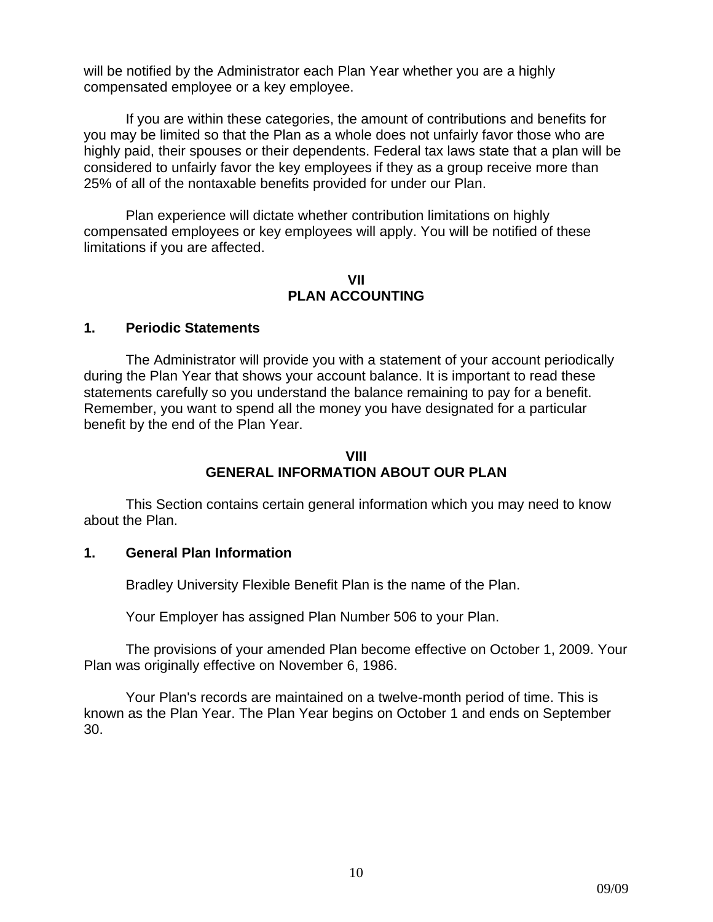will be notified by the Administrator each Plan Year whether you are a highly compensated employee or a key employee.

If you are within these categories, the amount of contributions and benefits for you may be limited so that the Plan as a whole does not unfairly favor those who are highly paid, their spouses or their dependents. Federal tax laws state that a plan will be considered to unfairly favor the key employees if they as a group receive more than 25% of all of the nontaxable benefits provided for under our Plan.

Plan experience will dictate whether contribution limitations on highly compensated employees or key employees will apply. You will be notified of these limitations if you are affected.

## VII
## PLAN ACCOUNTING

### 1. Periodic Statements

The Administrator will provide you with a statement of your account periodically during the Plan Year that shows your account balance. It is important to read these statements carefully so you understand the balance remaining to pay for a benefit. Remember, you want to spend all the money you have designated for a particular benefit by the end of the Plan Year.

## VIII
## GENERAL INFORMATION ABOUT OUR PLAN

This Section contains certain general information which you may need to know about the Plan.

### 1. General Plan Information

Bradley University Flexible Benefit Plan is the name of the Plan.

Your Employer has assigned Plan Number 506 to your Plan.

The provisions of your amended Plan become effective on October 1, 2009. Your Plan was originally effective on November 6, 1986.

Your Plan's records are maintained on a twelve-month period of time. This is known as the Plan Year. The Plan Year begins on October 1 and ends on September 30.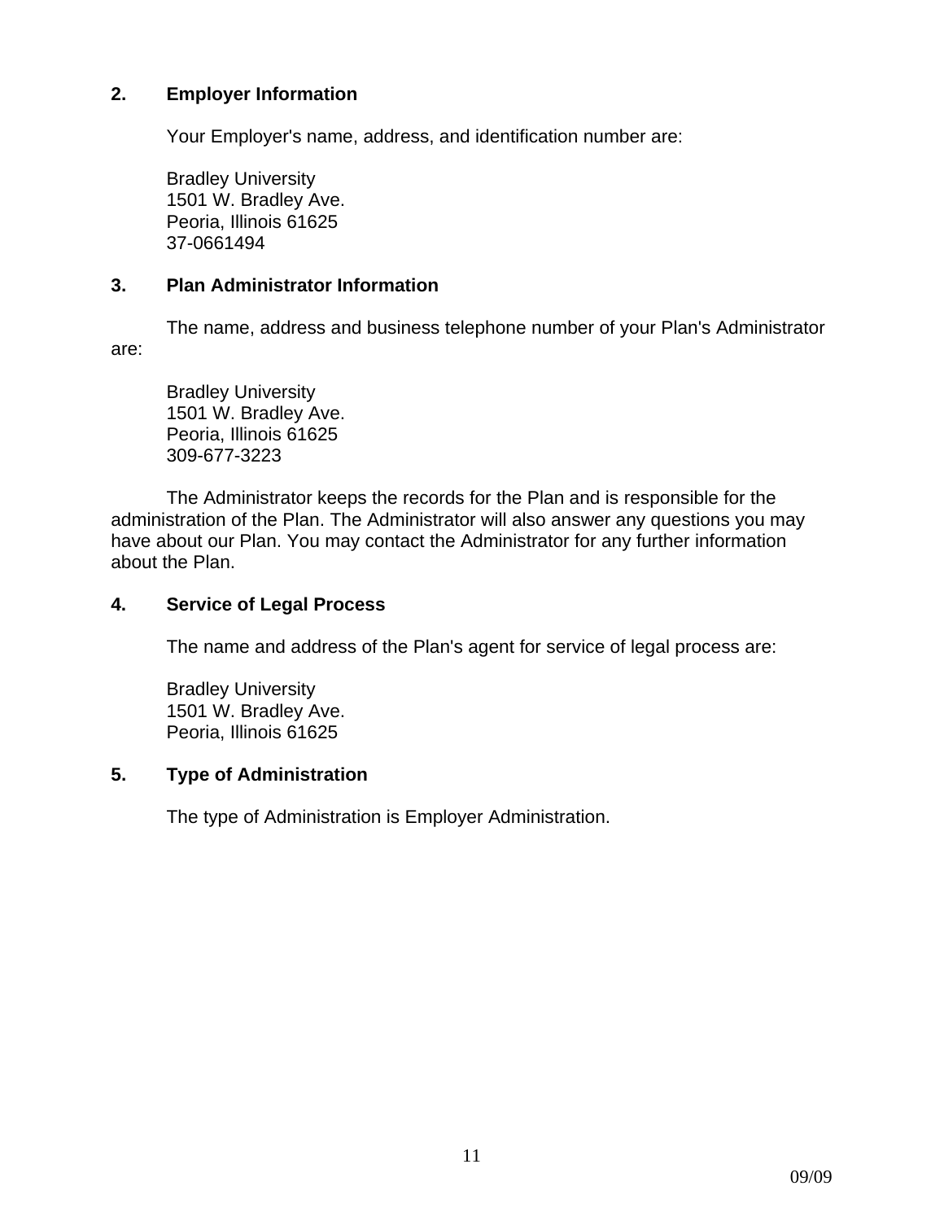### 2. Employer Information

Your Employer's name, address, and identification number are:

Bradley University
1501 W. Bradley Ave.
Peoria, Illinois 61625
37-0661494

### 3. Plan Administrator Information

The name, address and business telephone number of your Plan's Administrator are:

Bradley University
1501 W. Bradley Ave.
Peoria, Illinois 61625
309-677-3223

The Administrator keeps the records for the Plan and is responsible for the administration of the Plan. The Administrator will also answer any questions you may have about our Plan. You may contact the Administrator for any further information about the Plan.

### 4. Service of Legal Process

The name and address of the Plan's agent for service of legal process are:

Bradley University
1501 W. Bradley Ave.
Peoria, Illinois 61625

### 5. Type of Administration

The type of Administration is Employer Administration.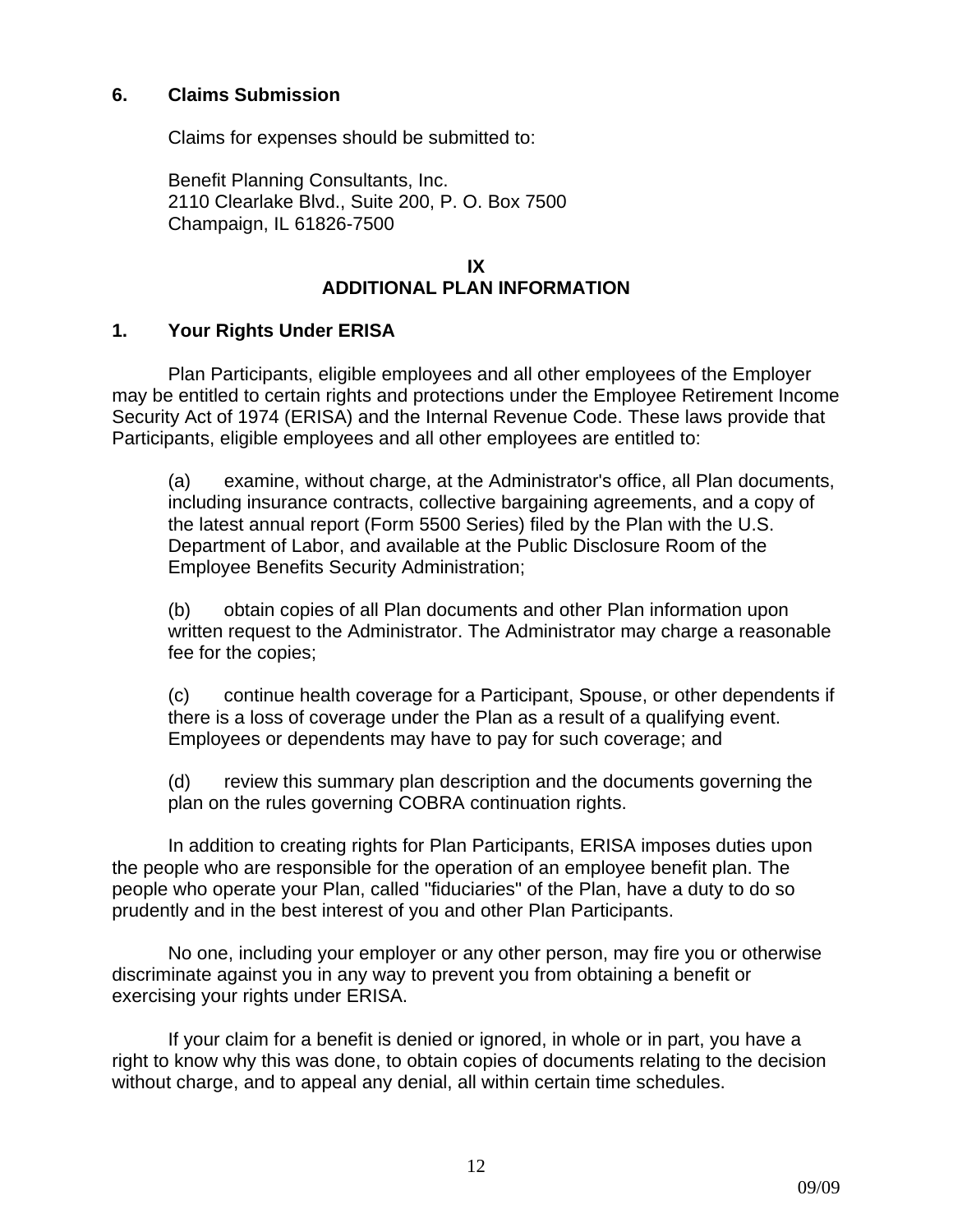### 6. Claims Submission

Claims for expenses should be submitted to:

Benefit Planning Consultants, Inc.
2110 Clearlake Blvd., Suite 200, P. O. Box 7500
Champaign, IL 61826-7500

## IX
## ADDITIONAL PLAN INFORMATION

### 1. Your Rights Under ERISA

Plan Participants, eligible employees and all other employees of the Employer may be entitled to certain rights and protections under the Employee Retirement Income Security Act of 1974 (ERISA) and the Internal Revenue Code. These laws provide that Participants, eligible employees and all other employees are entitled to:

(a) examine, without charge, at the Administrator's office, all Plan documents, including insurance contracts, collective bargaining agreements, and a copy of the latest annual report (Form 5500 Series) filed by the Plan with the U.S. Department of Labor, and available at the Public Disclosure Room of the Employee Benefits Security Administration;

(b) obtain copies of all Plan documents and other Plan information upon written request to the Administrator. The Administrator may charge a reasonable fee for the copies;

(c) continue health coverage for a Participant, Spouse, or other dependents if there is a loss of coverage under the Plan as a result of a qualifying event. Employees or dependents may have to pay for such coverage; and

(d) review this summary plan description and the documents governing the plan on the rules governing COBRA continuation rights.

In addition to creating rights for Plan Participants, ERISA imposes duties upon the people who are responsible for the operation of an employee benefit plan. The people who operate your Plan, called "fiduciaries" of the Plan, have a duty to do so prudently and in the best interest of you and other Plan Participants.

No one, including your employer or any other person, may fire you or otherwise discriminate against you in any way to prevent you from obtaining a benefit or exercising your rights under ERISA.

If your claim for a benefit is denied or ignored, in whole or in part, you have a right to know why this was done, to obtain copies of documents relating to the decision without charge, and to appeal any denial, all within certain time schedules.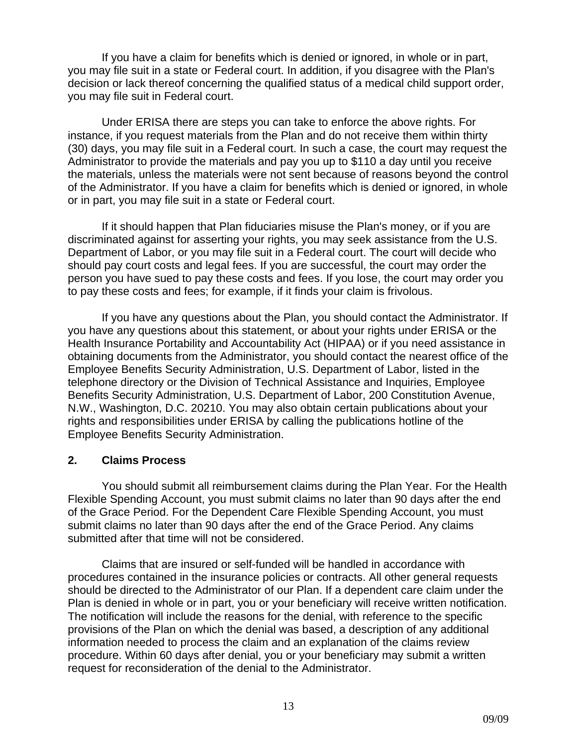If you have a claim for benefits which is denied or ignored, in whole or in part, you may file suit in a state or Federal court. In addition, if you disagree with the Plan's decision or lack thereof concerning the qualified status of a medical child support order, you may file suit in Federal court.

Under ERISA there are steps you can take to enforce the above rights. For instance, if you request materials from the Plan and do not receive them within thirty (30) days, you may file suit in a Federal court. In such a case, the court may request the Administrator to provide the materials and pay you up to $110 a day until you receive the materials, unless the materials were not sent because of reasons beyond the control of the Administrator. If you have a claim for benefits which is denied or ignored, in whole or in part, you may file suit in a state or Federal court.

If it should happen that Plan fiduciaries misuse the Plan's money, or if you are discriminated against for asserting your rights, you may seek assistance from the U.S. Department of Labor, or you may file suit in a Federal court. The court will decide who should pay court costs and legal fees. If you are successful, the court may order the person you have sued to pay these costs and fees. If you lose, the court may order you to pay these costs and fees; for example, if it finds your claim is frivolous.

If you have any questions about the Plan, you should contact the Administrator. If you have any questions about this statement, or about your rights under ERISA or the Health Insurance Portability and Accountability Act (HIPAA) or if you need assistance in obtaining documents from the Administrator, you should contact the nearest office of the Employee Benefits Security Administration, U.S. Department of Labor, listed in the telephone directory or the Division of Technical Assistance and Inquiries, Employee Benefits Security Administration, U.S. Department of Labor, 200 Constitution Avenue, N.W., Washington, D.C. 20210. You may also obtain certain publications about your rights and responsibilities under ERISA by calling the publications hotline of the Employee Benefits Security Administration.

## 2. Claims Process

You should submit all reimbursement claims during the Plan Year. For the Health Flexible Spending Account, you must submit claims no later than 90 days after the end of the Grace Period. For the Dependent Care Flexible Spending Account, you must submit claims no later than 90 days after the end of the Grace Period. Any claims submitted after that time will not be considered.

Claims that are insured or self-funded will be handled in accordance with procedures contained in the insurance policies or contracts. All other general requests should be directed to the Administrator of our Plan. If a dependent care claim under the Plan is denied in whole or in part, you or your beneficiary will receive written notification. The notification will include the reasons for the denial, with reference to the specific provisions of the Plan on which the denial was based, a description of any additional information needed to process the claim and an explanation of the claims review procedure. Within 60 days after denial, you or your beneficiary may submit a written request for reconsideration of the denial to the Administrator.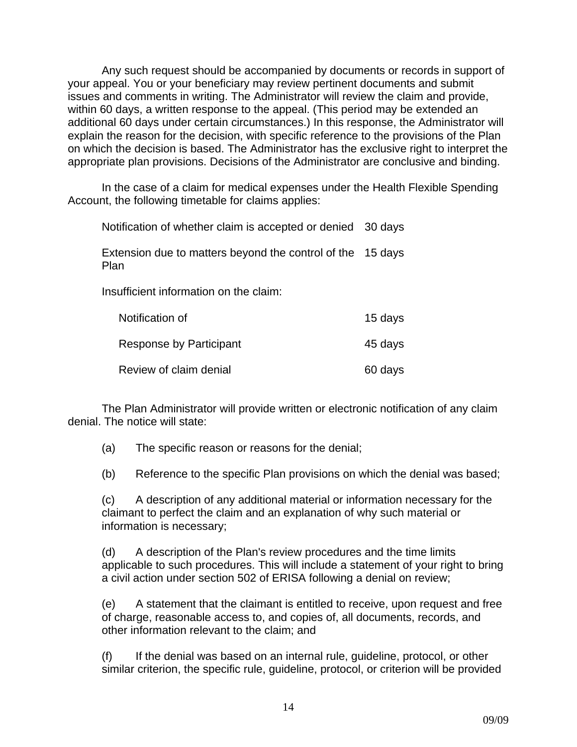Any such request should be accompanied by documents or records in support of your appeal. You or your beneficiary may review pertinent documents and submit issues and comments in writing. The Administrator will review the claim and provide, within 60 days, a written response to the appeal. (This period may be extended an additional 60 days under certain circumstances.) In this response, the Administrator will explain the reason for the decision, with specific reference to the provisions of the Plan on which the decision is based. The Administrator has the exclusive right to interpret the appropriate plan provisions. Decisions of the Administrator are conclusive and binding.

In the case of a claim for medical expenses under the Health Flexible Spending Account, the following timetable for claims applies:

| | |
|---|---|
| Notification of whether claim is accepted or denied | 30 days |
| Extension due to matters beyond the control of the Plan | 15 days |
| Insufficient information on the claim: | |
| Notification of | 15 days |
| Response by Participant | 45 days |
| Review of claim denial | 60 days |

The Plan Administrator will provide written or electronic notification of any claim denial. The notice will state:

(a) The specific reason or reasons for the denial;

(b) Reference to the specific Plan provisions on which the denial was based;

(c) A description of any additional material or information necessary for the claimant to perfect the claim and an explanation of why such material or information is necessary;

(d) A description of the Plan's review procedures and the time limits applicable to such procedures. This will include a statement of your right to bring a civil action under section 502 of ERISA following a denial on review;

(e) A statement that the claimant is entitled to receive, upon request and free of charge, reasonable access to, and copies of, all documents, records, and other information relevant to the claim; and

(f) If the denial was based on an internal rule, guideline, protocol, or other similar criterion, the specific rule, guideline, protocol, or criterion will be provided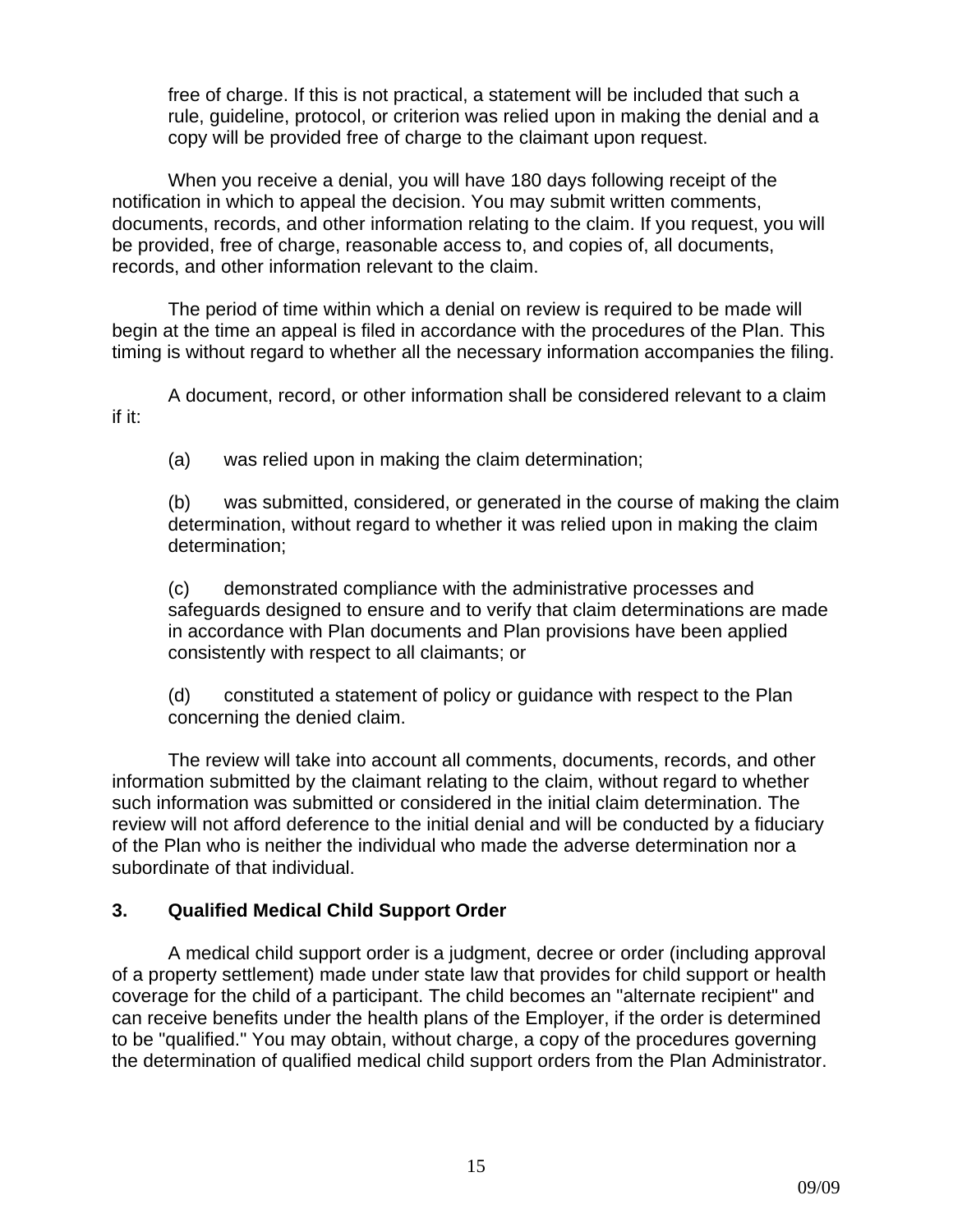free of charge. If this is not practical, a statement will be included that such a rule, guideline, protocol, or criterion was relied upon in making the denial and a copy will be provided free of charge to the claimant upon request.

When you receive a denial, you will have 180 days following receipt of the notification in which to appeal the decision. You may submit written comments, documents, records, and other information relating to the claim. If you request, you will be provided, free of charge, reasonable access to, and copies of, all documents, records, and other information relevant to the claim.

The period of time within which a denial on review is required to be made will begin at the time an appeal is filed in accordance with the procedures of the Plan. This timing is without regard to whether all the necessary information accompanies the filing.

A document, record, or other information shall be considered relevant to a claim if it:

(a) was relied upon in making the claim determination;

(b) was submitted, considered, or generated in the course of making the claim determination, without regard to whether it was relied upon in making the claim determination;

(c) demonstrated compliance with the administrative processes and safeguards designed to ensure and to verify that claim determinations are made in accordance with Plan documents and Plan provisions have been applied consistently with respect to all claimants; or

(d) constituted a statement of policy or guidance with respect to the Plan concerning the denied claim.

The review will take into account all comments, documents, records, and other information submitted by the claimant relating to the claim, without regard to whether such information was submitted or considered in the initial claim determination. The review will not afford deference to the initial denial and will be conducted by a fiduciary of the Plan who is neither the individual who made the adverse determination nor a subordinate of that individual.

## 3. Qualified Medical Child Support Order

A medical child support order is a judgment, decree or order (including approval of a property settlement) made under state law that provides for child support or health coverage for the child of a participant. The child becomes an "alternate recipient" and can receive benefits under the health plans of the Employer, if the order is determined to be "qualified." You may obtain, without charge, a copy of the procedures governing the determination of qualified medical child support orders from the Plan Administrator.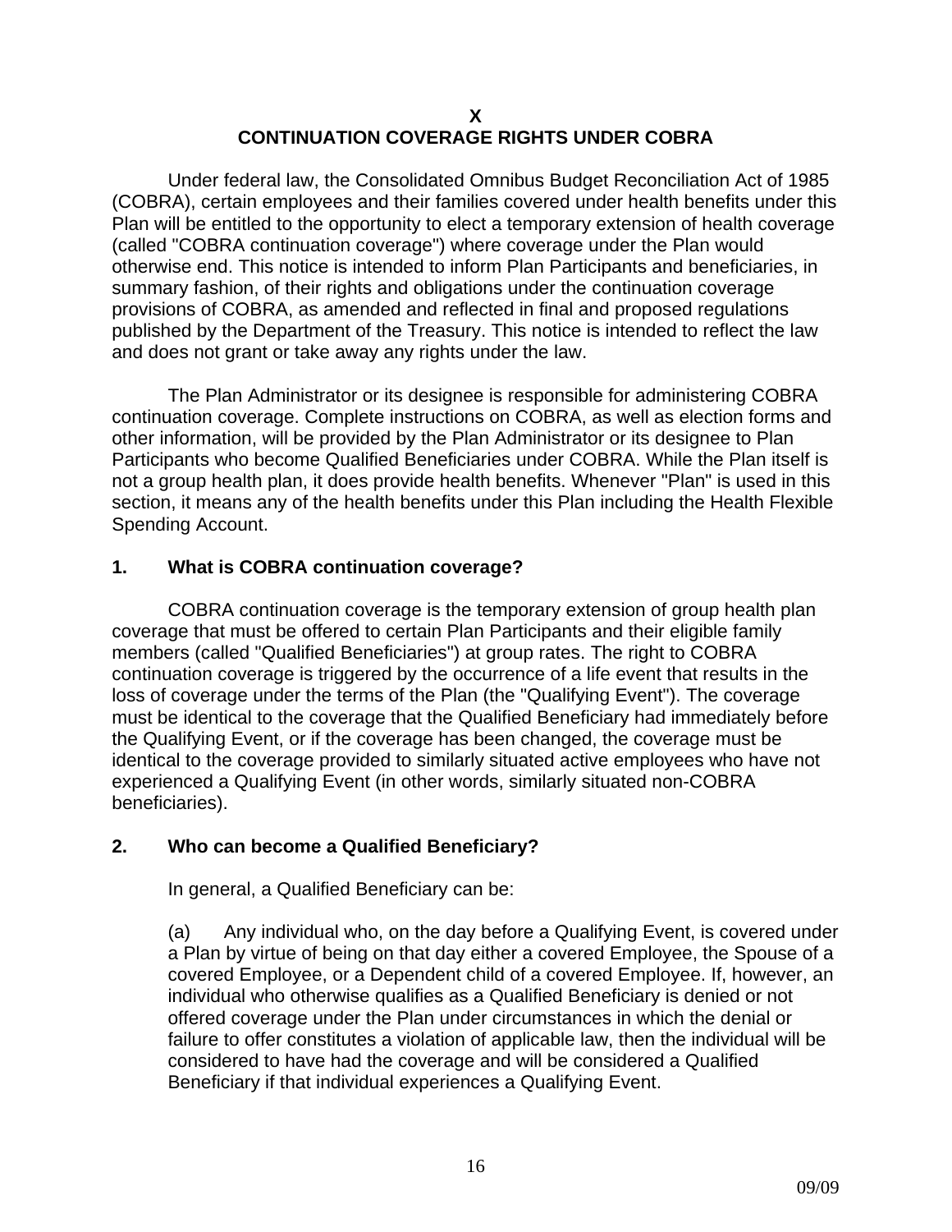# X
# CONTINUATION COVERAGE RIGHTS UNDER COBRA

Under federal law, the Consolidated Omnibus Budget Reconciliation Act of 1985 (COBRA), certain employees and their families covered under health benefits under this Plan will be entitled to the opportunity to elect a temporary extension of health coverage (called "COBRA continuation coverage") where coverage under the Plan would otherwise end. This notice is intended to inform Plan Participants and beneficiaries, in summary fashion, of their rights and obligations under the continuation coverage provisions of COBRA, as amended and reflected in final and proposed regulations published by the Department of the Treasury. This notice is intended to reflect the law and does not grant or take away any rights under the law.

The Plan Administrator or its designee is responsible for administering COBRA continuation coverage. Complete instructions on COBRA, as well as election forms and other information, will be provided by the Plan Administrator or its designee to Plan Participants who become Qualified Beneficiaries under COBRA. While the Plan itself is not a group health plan, it does provide health benefits. Whenever "Plan" is used in this section, it means any of the health benefits under this Plan including the Health Flexible Spending Account.

## 1. What is COBRA continuation coverage?

COBRA continuation coverage is the temporary extension of group health plan coverage that must be offered to certain Plan Participants and their eligible family members (called "Qualified Beneficiaries") at group rates. The right to COBRA continuation coverage is triggered by the occurrence of a life event that results in the loss of coverage under the terms of the Plan (the "Qualifying Event"). The coverage must be identical to the coverage that the Qualified Beneficiary had immediately before the Qualifying Event, or if the coverage has been changed, the coverage must be identical to the coverage provided to similarly situated active employees who have not experienced a Qualifying Event (in other words, similarly situated non-COBRA beneficiaries).

## 2. Who can become a Qualified Beneficiary?

In general, a Qualified Beneficiary can be:

(a) Any individual who, on the day before a Qualifying Event, is covered under a Plan by virtue of being on that day either a covered Employee, the Spouse of a covered Employee, or a Dependent child of a covered Employee. If, however, an individual who otherwise qualifies as a Qualified Beneficiary is denied or not offered coverage under the Plan under circumstances in which the denial or failure to offer constitutes a violation of applicable law, then the individual will be considered to have had the coverage and will be considered a Qualified Beneficiary if that individual experiences a Qualifying Event.

09/09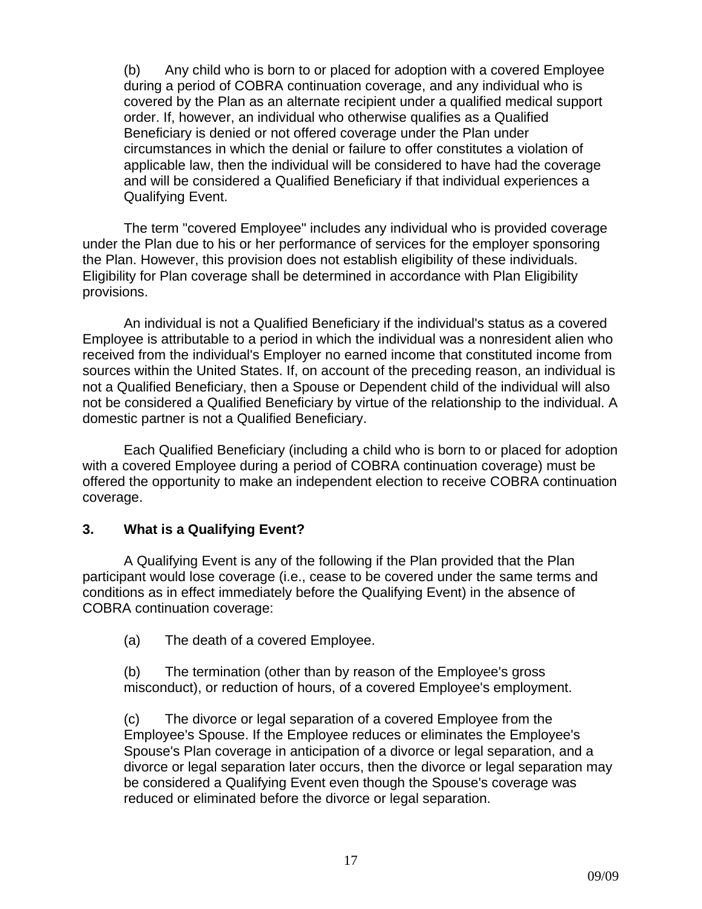(b) Any child who is born to or placed for adoption with a covered Employee during a period of COBRA continuation coverage, and any individual who is covered by the Plan as an alternate recipient under a qualified medical support order. If, however, an individual who otherwise qualifies as a Qualified Beneficiary is denied or not offered coverage under the Plan under circumstances in which the denial or failure to offer constitutes a violation of applicable law, then the individual will be considered to have had the coverage and will be considered a Qualified Beneficiary if that individual experiences a Qualifying Event.

The term "covered Employee" includes any individual who is provided coverage under the Plan due to his or her performance of services for the employer sponsoring the Plan. However, this provision does not establish eligibility of these individuals. Eligibility for Plan coverage shall be determined in accordance with Plan Eligibility provisions.

An individual is not a Qualified Beneficiary if the individual's status as a covered Employee is attributable to a period in which the individual was a nonresident alien who received from the individual's Employer no earned income that constituted income from sources within the United States. If, on account of the preceding reason, an individual is not a Qualified Beneficiary, then a Spouse or Dependent child of the individual will also not be considered a Qualified Beneficiary by virtue of the relationship to the individual. A domestic partner is not a Qualified Beneficiary.

Each Qualified Beneficiary (including a child who is born to or placed for adoption with a covered Employee during a period of COBRA continuation coverage) must be offered the opportunity to make an independent election to receive COBRA continuation coverage.

**3. What is a Qualifying Event?**

A Qualifying Event is any of the following if the Plan provided that the Plan participant would lose coverage (i.e., cease to be covered under the same terms and conditions as in effect immediately before the Qualifying Event) in the absence of COBRA continuation coverage:

(a) The death of a covered Employee.

(b) The termination (other than by reason of the Employee's gross misconduct), or reduction of hours, of a covered Employee's employment.

(c) The divorce or legal separation of a covered Employee from the Employee's Spouse. If the Employee reduces or eliminates the Employee's Spouse's Plan coverage in anticipation of a divorce or legal separation, and a divorce or legal separation later occurs, then the divorce or legal separation may be considered a Qualifying Event even though the Spouse's coverage was reduced or eliminated before the divorce or legal separation.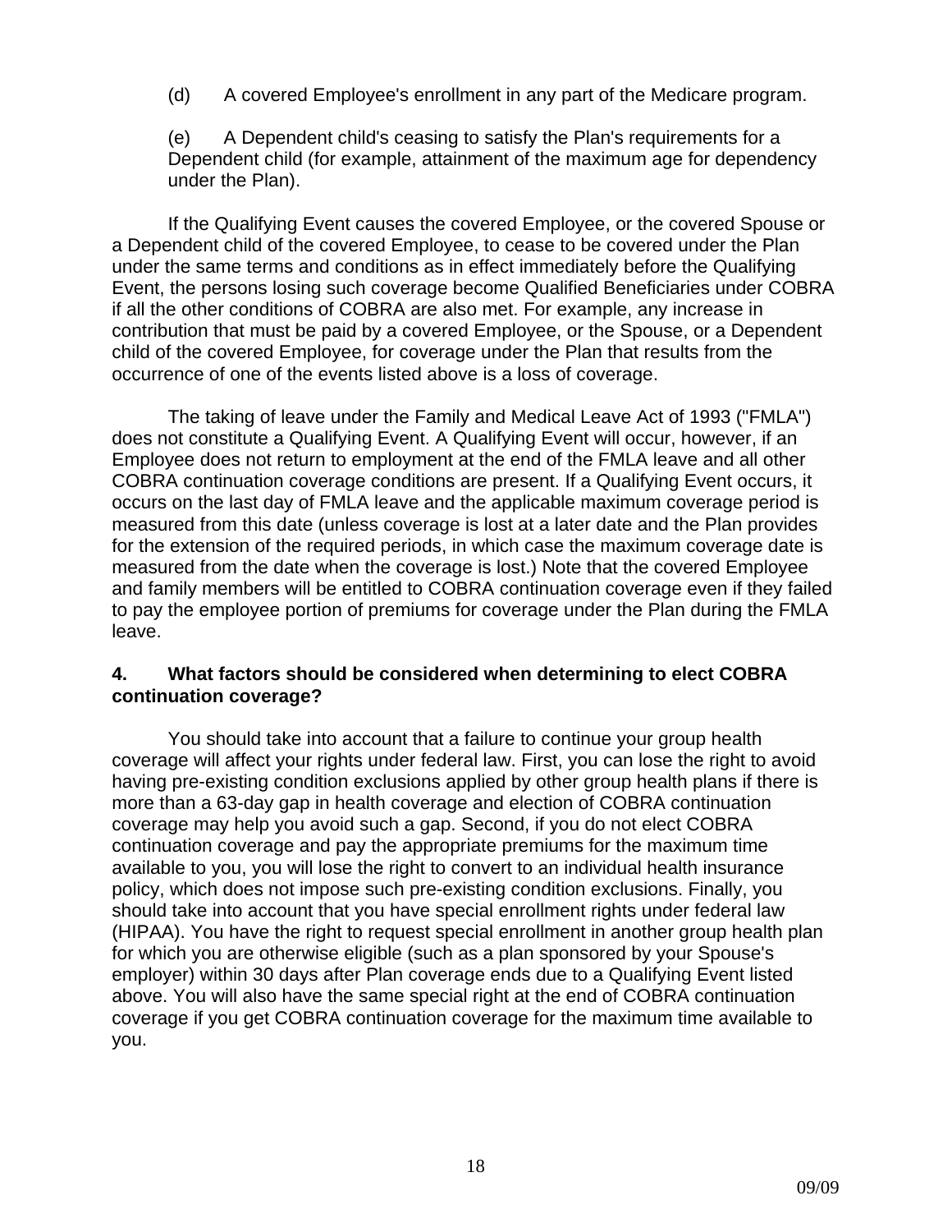(d) A covered Employee's enrollment in any part of the Medicare program.

(e) A Dependent child's ceasing to satisfy the Plan's requirements for a Dependent child (for example, attainment of the maximum age for dependency under the Plan).

If the Qualifying Event causes the covered Employee, or the covered Spouse or a Dependent child of the covered Employee, to cease to be covered under the Plan under the same terms and conditions as in effect immediately before the Qualifying Event, the persons losing such coverage become Qualified Beneficiaries under COBRA if all the other conditions of COBRA are also met. For example, any increase in contribution that must be paid by a covered Employee, or the Spouse, or a Dependent child of the covered Employee, for coverage under the Plan that results from the occurrence of one of the events listed above is a loss of coverage.

The taking of leave under the Family and Medical Leave Act of 1993 ("FMLA") does not constitute a Qualifying Event. A Qualifying Event will occur, however, if an Employee does not return to employment at the end of the FMLA leave and all other COBRA continuation coverage conditions are present. If a Qualifying Event occurs, it occurs on the last day of FMLA leave and the applicable maximum coverage period is measured from this date (unless coverage is lost at a later date and the Plan provides for the extension of the required periods, in which case the maximum coverage date is measured from the date when the coverage is lost.) Note that the covered Employee and family members will be entitled to COBRA continuation coverage even if they failed to pay the employee portion of premiums for coverage under the Plan during the FMLA leave.

**4. What factors should be considered when determining to elect COBRA continuation coverage?**

You should take into account that a failure to continue your group health coverage will affect your rights under federal law. First, you can lose the right to avoid having pre-existing condition exclusions applied by other group health plans if there is more than a 63-day gap in health coverage and election of COBRA continuation coverage may help you avoid such a gap. Second, if you do not elect COBRA continuation coverage and pay the appropriate premiums for the maximum time available to you, you will lose the right to convert to an individual health insurance policy, which does not impose such pre-existing condition exclusions. Finally, you should take into account that you have special enrollment rights under federal law (HIPAA). You have the right to request special enrollment in another group health plan for which you are otherwise eligible (such as a plan sponsored by your Spouse's employer) within 30 days after Plan coverage ends due to a Qualifying Event listed above. You will also have the same special right at the end of COBRA continuation coverage if you get COBRA continuation coverage for the maximum time available to you.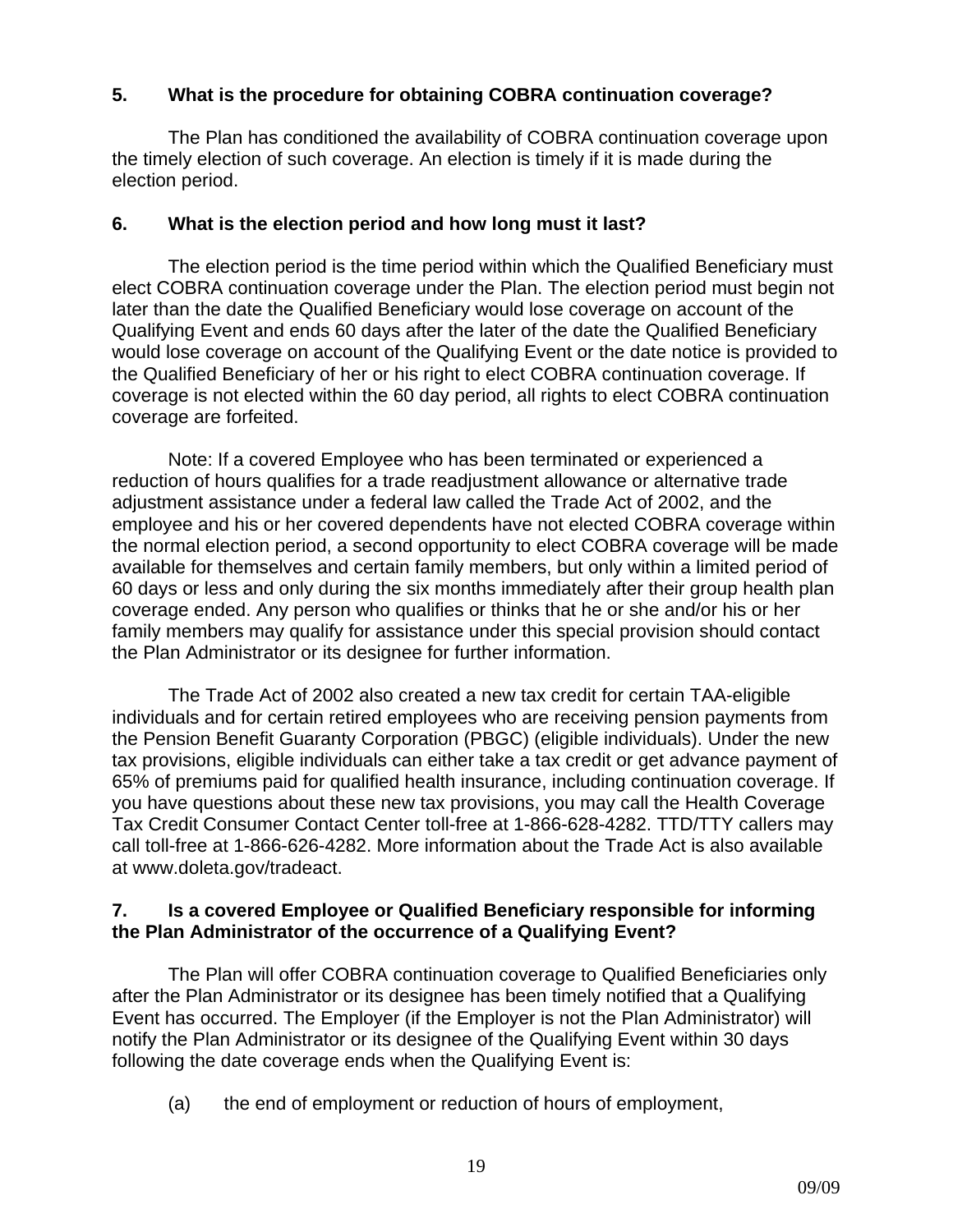**5. What is the procedure for obtaining COBRA continuation coverage?**

The Plan has conditioned the availability of COBRA continuation coverage upon the timely election of such coverage. An election is timely if it is made during the election period.

**6. What is the election period and how long must it last?**

The election period is the time period within which the Qualified Beneficiary must elect COBRA continuation coverage under the Plan. The election period must begin not later than the date the Qualified Beneficiary would lose coverage on account of the Qualifying Event and ends 60 days after the later of the date the Qualified Beneficiary would lose coverage on account of the Qualifying Event or the date notice is provided to the Qualified Beneficiary of her or his right to elect COBRA continuation coverage. If coverage is not elected within the 60 day period, all rights to elect COBRA continuation coverage are forfeited.

Note: If a covered Employee who has been terminated or experienced a reduction of hours qualifies for a trade readjustment allowance or alternative trade adjustment assistance under a federal law called the Trade Act of 2002, and the employee and his or her covered dependents have not elected COBRA coverage within the normal election period, a second opportunity to elect COBRA coverage will be made available for themselves and certain family members, but only within a limited period of 60 days or less and only during the six months immediately after their group health plan coverage ended. Any person who qualifies or thinks that he or she and/or his or her family members may qualify for assistance under this special provision should contact the Plan Administrator or its designee for further information.

The Trade Act of 2002 also created a new tax credit for certain TAA-eligible individuals and for certain retired employees who are receiving pension payments from the Pension Benefit Guaranty Corporation (PBGC) (eligible individuals). Under the new tax provisions, eligible individuals can either take a tax credit or get advance payment of 65% of premiums paid for qualified health insurance, including continuation coverage. If you have questions about these new tax provisions, you may call the Health Coverage Tax Credit Consumer Contact Center toll-free at 1-866-628-4282. TTD/TTY callers may call toll-free at 1-866-626-4282. More information about the Trade Act is also available at www.doleta.gov/tradeact.

**7. Is a covered Employee or Qualified Beneficiary responsible for informing the Plan Administrator of the occurrence of a Qualifying Event?**

The Plan will offer COBRA continuation coverage to Qualified Beneficiaries only after the Plan Administrator or its designee has been timely notified that a Qualifying Event has occurred. The Employer (if the Employer is not the Plan Administrator) will notify the Plan Administrator or its designee of the Qualifying Event within 30 days following the date coverage ends when the Qualifying Event is:

(a) the end of employment or reduction of hours of employment,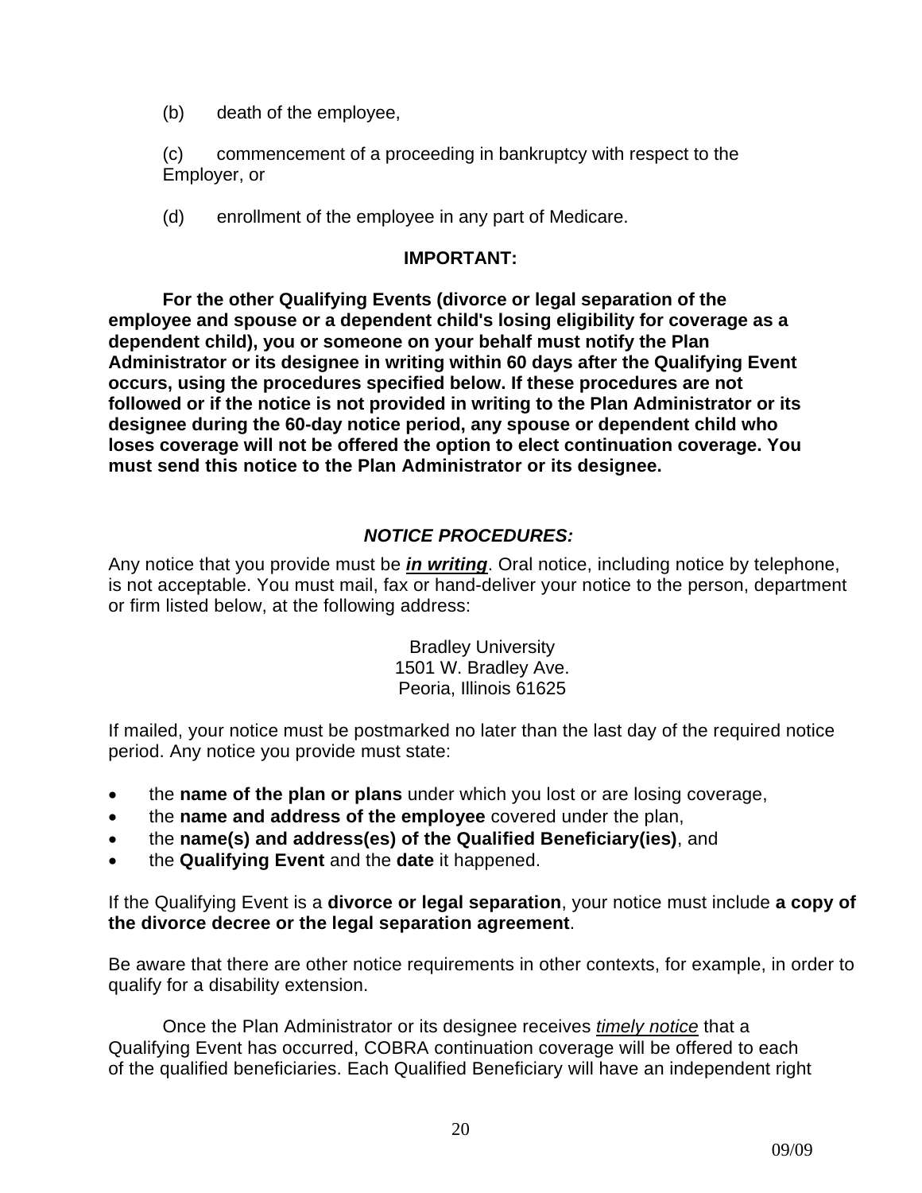(b) death of the employee,

(c) commencement of a proceeding in bankruptcy with respect to the Employer, or

(d) enrollment of the employee in any part of Medicare.

**IMPORTANT:**

**For the other Qualifying Events (divorce or legal separation of the employee and spouse or a dependent child's losing eligibility for coverage as a dependent child), you or someone on your behalf must notify the Plan Administrator or its designee in writing within 60 days after the Qualifying Event occurs, using the procedures specified below. If these procedures are not followed or if the notice is not provided in writing to the Plan Administrator or its designee during the 60-day notice period, any spouse or dependent child who loses coverage will not be offered the option to elect continuation coverage. You must send this notice to the Plan Administrator or its designee.**

***NOTICE PROCEDURES:***

Any notice that you provide must be ***<u>in writing</u>***. Oral notice, including notice by telephone, is not acceptable. You must mail, fax or hand-deliver your notice to the person, department or firm listed below, at the following address:

Bradley University
1501 W. Bradley Ave.
Peoria, Illinois 61625

If mailed, your notice must be postmarked no later than the last day of the required notice period. Any notice you provide must state:

- the **name of the plan or plans** under which you lost or are losing coverage,
- the **name and address of the employee** covered under the plan,
- the **name(s) and address(es) of the Qualified Beneficiary(ies)**, and
- the **Qualifying Event** and the **date** it happened.

If the Qualifying Event is a **divorce or legal separation**, your notice must include **a copy of the divorce decree or the legal separation agreement**.

Be aware that there are other notice requirements in other contexts, for example, in order to qualify for a disability extension.

Once the Plan Administrator or its designee receives *<u>timely notice</u>* that a Qualifying Event has occurred, COBRA continuation coverage will be offered to each of the qualified beneficiaries. Each Qualified Beneficiary will have an independent right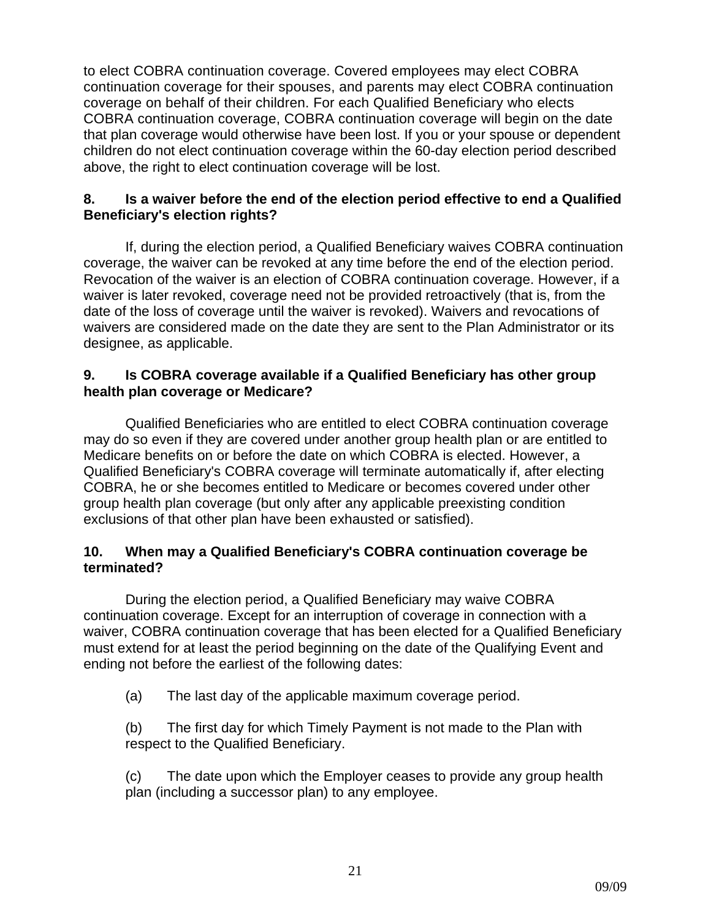to elect COBRA continuation coverage. Covered employees may elect COBRA continuation coverage for their spouses, and parents may elect COBRA continuation coverage on behalf of their children. For each Qualified Beneficiary who elects COBRA continuation coverage, COBRA continuation coverage will begin on the date that plan coverage would otherwise have been lost. If you or your spouse or dependent children do not elect continuation coverage within the 60-day election period described above, the right to elect continuation coverage will be lost.

**8. Is a waiver before the end of the election period effective to end a Qualified Beneficiary's election rights?**

If, during the election period, a Qualified Beneficiary waives COBRA continuation coverage, the waiver can be revoked at any time before the end of the election period. Revocation of the waiver is an election of COBRA continuation coverage. However, if a waiver is later revoked, coverage need not be provided retroactively (that is, from the date of the loss of coverage until the waiver is revoked). Waivers and revocations of waivers are considered made on the date they are sent to the Plan Administrator or its designee, as applicable.

**9. Is COBRA coverage available if a Qualified Beneficiary has other group health plan coverage or Medicare?**

Qualified Beneficiaries who are entitled to elect COBRA continuation coverage may do so even if they are covered under another group health plan or are entitled to Medicare benefits on or before the date on which COBRA is elected. However, a Qualified Beneficiary's COBRA coverage will terminate automatically if, after electing COBRA, he or she becomes entitled to Medicare or becomes covered under other group health plan coverage (but only after any applicable preexisting condition exclusions of that other plan have been exhausted or satisfied).

**10. When may a Qualified Beneficiary's COBRA continuation coverage be terminated?**

During the election period, a Qualified Beneficiary may waive COBRA continuation coverage. Except for an interruption of coverage in connection with a waiver, COBRA continuation coverage that has been elected for a Qualified Beneficiary must extend for at least the period beginning on the date of the Qualifying Event and ending not before the earliest of the following dates:

(a) The last day of the applicable maximum coverage period.

(b) The first day for which Timely Payment is not made to the Plan with respect to the Qualified Beneficiary.

(c) The date upon which the Employer ceases to provide any group health plan (including a successor plan) to any employee.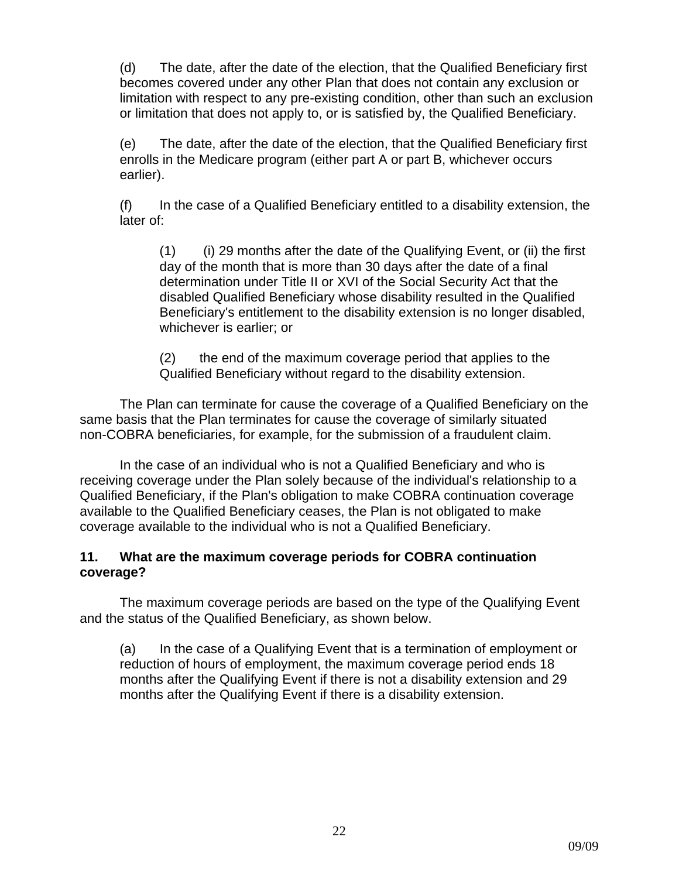(d) The date, after the date of the election, that the Qualified Beneficiary first becomes covered under any other Plan that does not contain any exclusion or limitation with respect to any pre-existing condition, other than such an exclusion or limitation that does not apply to, or is satisfied by, the Qualified Beneficiary.

(e) The date, after the date of the election, that the Qualified Beneficiary first enrolls in the Medicare program (either part A or part B, whichever occurs earlier).

(f) In the case of a Qualified Beneficiary entitled to a disability extension, the later of:

(1) (i) 29 months after the date of the Qualifying Event, or (ii) the first day of the month that is more than 30 days after the date of a final determination under Title II or XVI of the Social Security Act that the disabled Qualified Beneficiary whose disability resulted in the Qualified Beneficiary's entitlement to the disability extension is no longer disabled, whichever is earlier; or

(2) the end of the maximum coverage period that applies to the Qualified Beneficiary without regard to the disability extension.

The Plan can terminate for cause the coverage of a Qualified Beneficiary on the same basis that the Plan terminates for cause the coverage of similarly situated non-COBRA beneficiaries, for example, for the submission of a fraudulent claim.

In the case of an individual who is not a Qualified Beneficiary and who is receiving coverage under the Plan solely because of the individual's relationship to a Qualified Beneficiary, if the Plan's obligation to make COBRA continuation coverage available to the Qualified Beneficiary ceases, the Plan is not obligated to make coverage available to the individual who is not a Qualified Beneficiary.

**11. What are the maximum coverage periods for COBRA continuation coverage?**

The maximum coverage periods are based on the type of the Qualifying Event and the status of the Qualified Beneficiary, as shown below.

(a) In the case of a Qualifying Event that is a termination of employment or reduction of hours of employment, the maximum coverage period ends 18 months after the Qualifying Event if there is not a disability extension and 29 months after the Qualifying Event if there is a disability extension.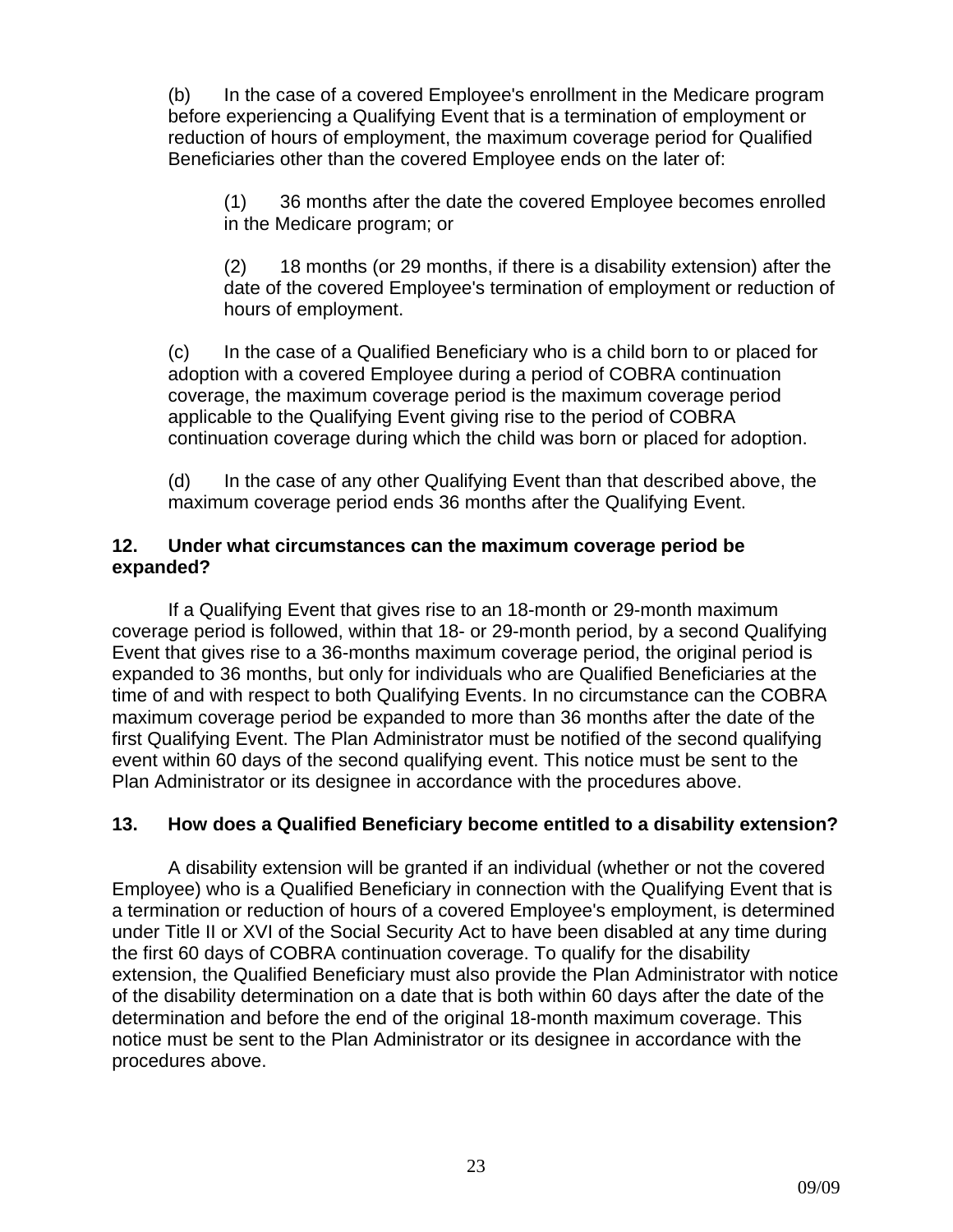(b) In the case of a covered Employee's enrollment in the Medicare program before experiencing a Qualifying Event that is a termination of employment or reduction of hours of employment, the maximum coverage period for Qualified Beneficiaries other than the covered Employee ends on the later of:

(1) 36 months after the date the covered Employee becomes enrolled in the Medicare program; or

(2) 18 months (or 29 months, if there is a disability extension) after the date of the covered Employee's termination of employment or reduction of hours of employment.

(c) In the case of a Qualified Beneficiary who is a child born to or placed for adoption with a covered Employee during a period of COBRA continuation coverage, the maximum coverage period is the maximum coverage period applicable to the Qualifying Event giving rise to the period of COBRA continuation coverage during which the child was born or placed for adoption.

(d) In the case of any other Qualifying Event than that described above, the maximum coverage period ends 36 months after the Qualifying Event.

**12. Under what circumstances can the maximum coverage period be expanded?**

If a Qualifying Event that gives rise to an 18-month or 29-month maximum coverage period is followed, within that 18- or 29-month period, by a second Qualifying Event that gives rise to a 36-months maximum coverage period, the original period is expanded to 36 months, but only for individuals who are Qualified Beneficiaries at the time of and with respect to both Qualifying Events. In no circumstance can the COBRA maximum coverage period be expanded to more than 36 months after the date of the first Qualifying Event. The Plan Administrator must be notified of the second qualifying event within 60 days of the second qualifying event. This notice must be sent to the Plan Administrator or its designee in accordance with the procedures above.

**13. How does a Qualified Beneficiary become entitled to a disability extension?**

A disability extension will be granted if an individual (whether or not the covered Employee) who is a Qualified Beneficiary in connection with the Qualifying Event that is a termination or reduction of hours of a covered Employee's employment, is determined under Title II or XVI of the Social Security Act to have been disabled at any time during the first 60 days of COBRA continuation coverage. To qualify for the disability extension, the Qualified Beneficiary must also provide the Plan Administrator with notice of the disability determination on a date that is both within 60 days after the date of the determination and before the end of the original 18-month maximum coverage. This notice must be sent to the Plan Administrator or its designee in accordance with the procedures above.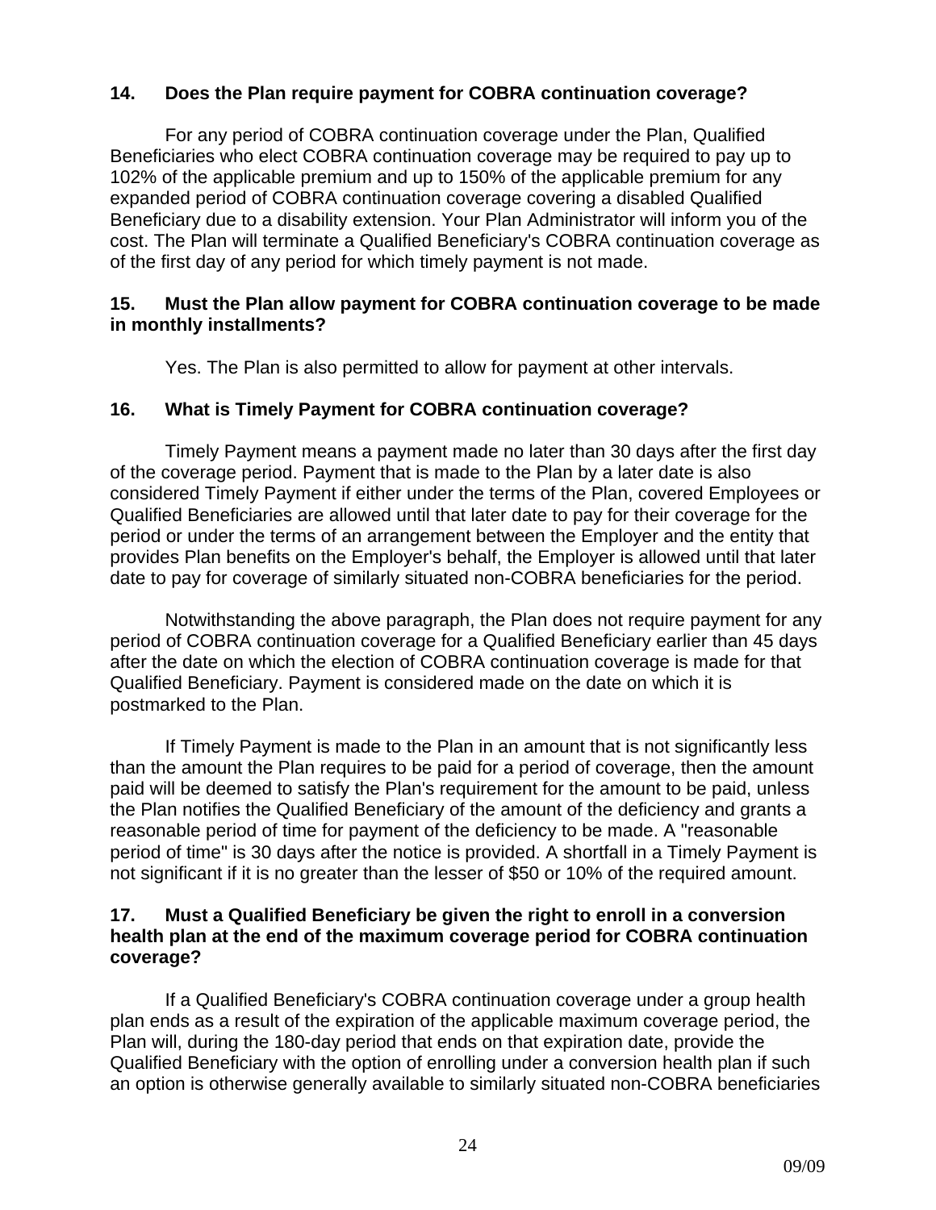### 14. Does the Plan require payment for COBRA continuation coverage?

For any period of COBRA continuation coverage under the Plan, Qualified Beneficiaries who elect COBRA continuation coverage may be required to pay up to 102% of the applicable premium and up to 150% of the applicable premium for any expanded period of COBRA continuation coverage covering a disabled Qualified Beneficiary due to a disability extension. Your Plan Administrator will inform you of the cost. The Plan will terminate a Qualified Beneficiary's COBRA continuation coverage as of the first day of any period for which timely payment is not made.

### 15. Must the Plan allow payment for COBRA continuation coverage to be made in monthly installments?

Yes. The Plan is also permitted to allow for payment at other intervals.

### 16. What is Timely Payment for COBRA continuation coverage?

Timely Payment means a payment made no later than 30 days after the first day of the coverage period. Payment that is made to the Plan by a later date is also considered Timely Payment if either under the terms of the Plan, covered Employees or Qualified Beneficiaries are allowed until that later date to pay for their coverage for the period or under the terms of an arrangement between the Employer and the entity that provides Plan benefits on the Employer's behalf, the Employer is allowed until that later date to pay for coverage of similarly situated non-COBRA beneficiaries for the period.

Notwithstanding the above paragraph, the Plan does not require payment for any period of COBRA continuation coverage for a Qualified Beneficiary earlier than 45 days after the date on which the election of COBRA continuation coverage is made for that Qualified Beneficiary. Payment is considered made on the date on which it is postmarked to the Plan.

If Timely Payment is made to the Plan in an amount that is not significantly less than the amount the Plan requires to be paid for a period of coverage, then the amount paid will be deemed to satisfy the Plan's requirement for the amount to be paid, unless the Plan notifies the Qualified Beneficiary of the amount of the deficiency and grants a reasonable period of time for payment of the deficiency to be made. A "reasonable period of time" is 30 days after the notice is provided. A shortfall in a Timely Payment is not significant if it is no greater than the lesser of $50 or 10% of the required amount.

### 17. Must a Qualified Beneficiary be given the right to enroll in a conversion health plan at the end of the maximum coverage period for COBRA continuation coverage?

If a Qualified Beneficiary's COBRA continuation coverage under a group health plan ends as a result of the expiration of the applicable maximum coverage period, the Plan will, during the 180-day period that ends on that expiration date, provide the Qualified Beneficiary with the option of enrolling under a conversion health plan if such an option is otherwise generally available to similarly situated non-COBRA beneficiaries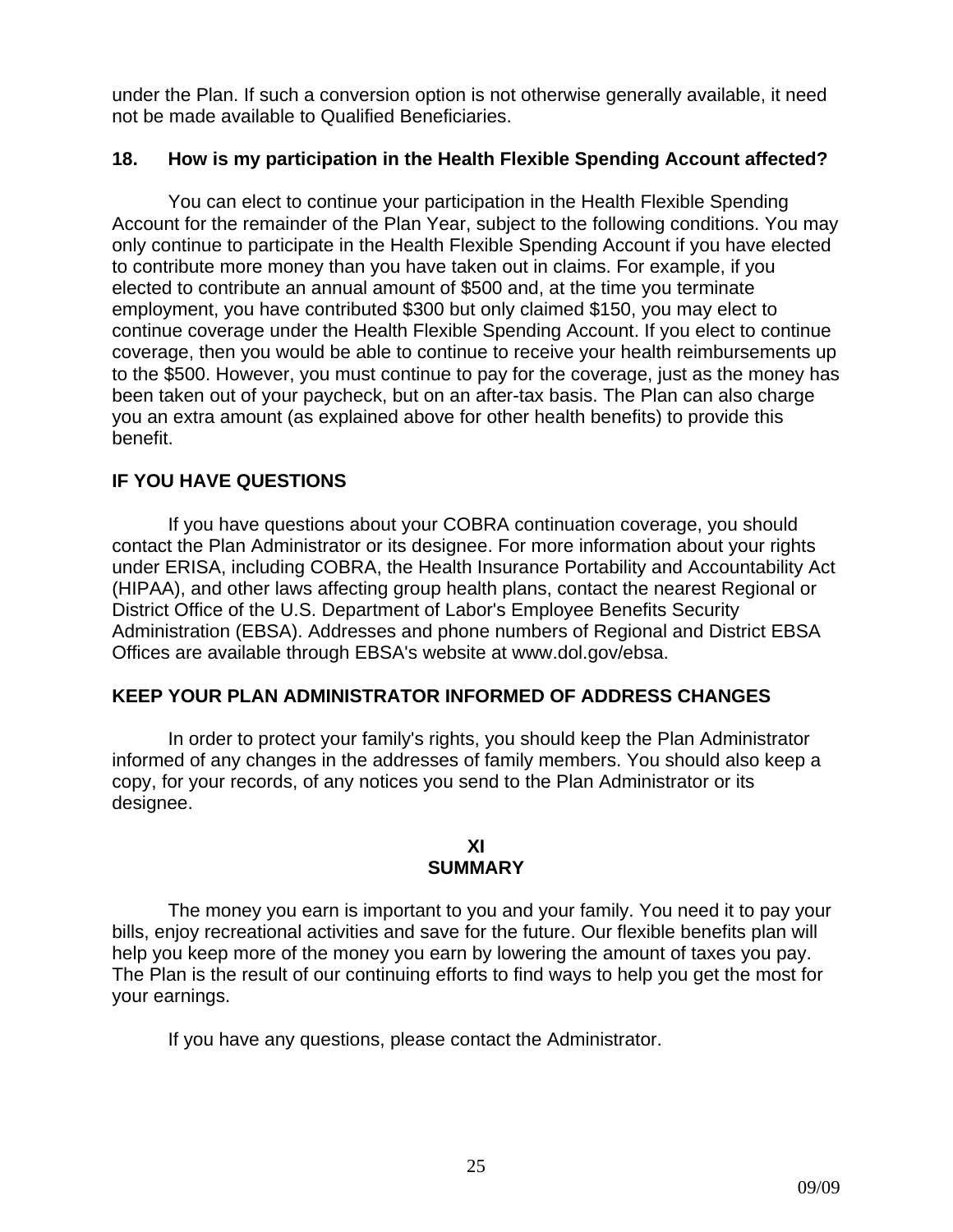under the Plan. If such a conversion option is not otherwise generally available, it need not be made available to Qualified Beneficiaries.

### 18. How is my participation in the Health Flexible Spending Account affected?

You can elect to continue your participation in the Health Flexible Spending Account for the remainder of the Plan Year, subject to the following conditions. You may only continue to participate in the Health Flexible Spending Account if you have elected to contribute more money than you have taken out in claims. For example, if you elected to contribute an annual amount of $500 and, at the time you terminate employment, you have contributed $300 but only claimed $150, you may elect to continue coverage under the Health Flexible Spending Account. If you elect to continue coverage, then you would be able to continue to receive your health reimbursements up to the $500. However, you must continue to pay for the coverage, just as the money has been taken out of your paycheck, but on an after-tax basis. The Plan can also charge you an extra amount (as explained above for other health benefits) to provide this benefit.

### IF YOU HAVE QUESTIONS

If you have questions about your COBRA continuation coverage, you should contact the Plan Administrator or its designee. For more information about your rights under ERISA, including COBRA, the Health Insurance Portability and Accountability Act (HIPAA), and other laws affecting group health plans, contact the nearest Regional or District Office of the U.S. Department of Labor's Employee Benefits Security Administration (EBSA). Addresses and phone numbers of Regional and District EBSA Offices are available through EBSA's website at www.dol.gov/ebsa.

### KEEP YOUR PLAN ADMINISTRATOR INFORMED OF ADDRESS CHANGES

In order to protect your family's rights, you should keep the Plan Administrator informed of any changes in the addresses of family members. You should also keep a copy, for your records, of any notices you send to the Plan Administrator or its designee.

## XI
## SUMMARY

The money you earn is important to you and your family. You need it to pay your bills, enjoy recreational activities and save for the future. Our flexible benefits plan will help you keep more of the money you earn by lowering the amount of taxes you pay. The Plan is the result of our continuing efforts to find ways to help you get the most for your earnings.

If you have any questions, please contact the Administrator.

09/09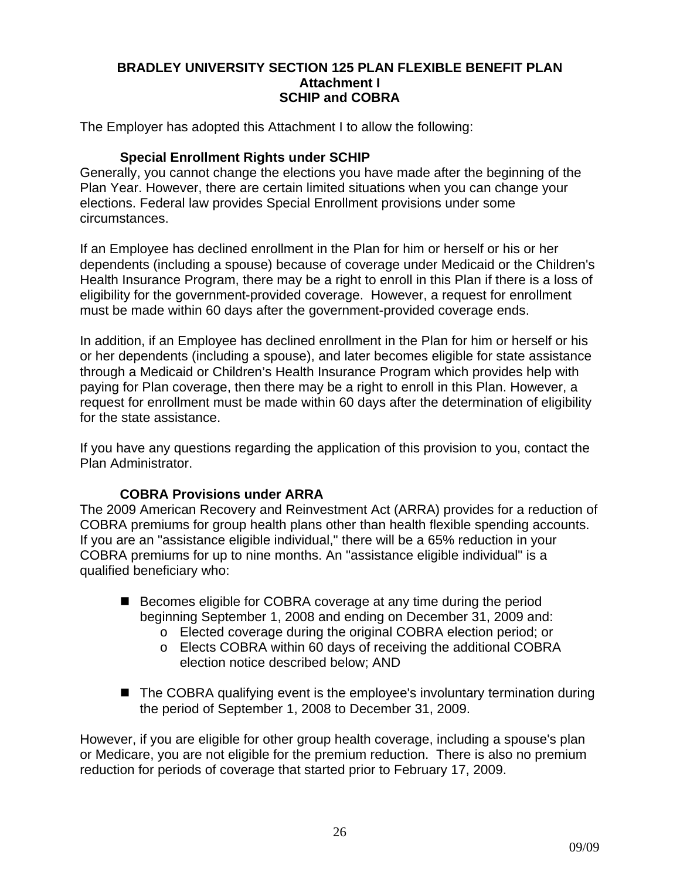# BRADLEY UNIVERSITY SECTION 125 PLAN FLEXIBLE BENEFIT PLAN
## Attachment I
## SCHIP and COBRA

The Employer has adopted this Attachment I to allow the following:

### Special Enrollment Rights under SCHIP

Generally, you cannot change the elections you have made after the beginning of the Plan Year. However, there are certain limited situations when you can change your elections. Federal law provides Special Enrollment provisions under some circumstances.

If an Employee has declined enrollment in the Plan for him or herself or his or her dependents (including a spouse) because of coverage under Medicaid or the Children's Health Insurance Program, there may be a right to enroll in this Plan if there is a loss of eligibility for the government-provided coverage. However, a request for enrollment must be made within 60 days after the government-provided coverage ends.

In addition, if an Employee has declined enrollment in the Plan for him or herself or his or her dependents (including a spouse), and later becomes eligible for state assistance through a Medicaid or Children's Health Insurance Program which provides help with paying for Plan coverage, then there may be a right to enroll in this Plan. However, a request for enrollment must be made within 60 days after the determination of eligibility for the state assistance.

If you have any questions regarding the application of this provision to you, contact the Plan Administrator.

### COBRA Provisions under ARRA

The 2009 American Recovery and Reinvestment Act (ARRA) provides for a reduction of COBRA premiums for group health plans other than health flexible spending accounts. If you are an "assistance eligible individual," there will be a 65% reduction in your COBRA premiums for up to nine months. An "assistance eligible individual" is a qualified beneficiary who:

- Becomes eligible for COBRA coverage at any time during the period beginning September 1, 2008 and ending on December 31, 2009 and:
  - Elected coverage during the original COBRA election period; or
  - Elects COBRA within 60 days of receiving the additional COBRA election notice described below; AND
- The COBRA qualifying event is the employee's involuntary termination during the period of September 1, 2008 to December 31, 2009.

However, if you are eligible for other group health coverage, including a spouse's plan or Medicare, you are not eligible for the premium reduction. There is also no premium reduction for periods of coverage that started prior to February 17, 2009.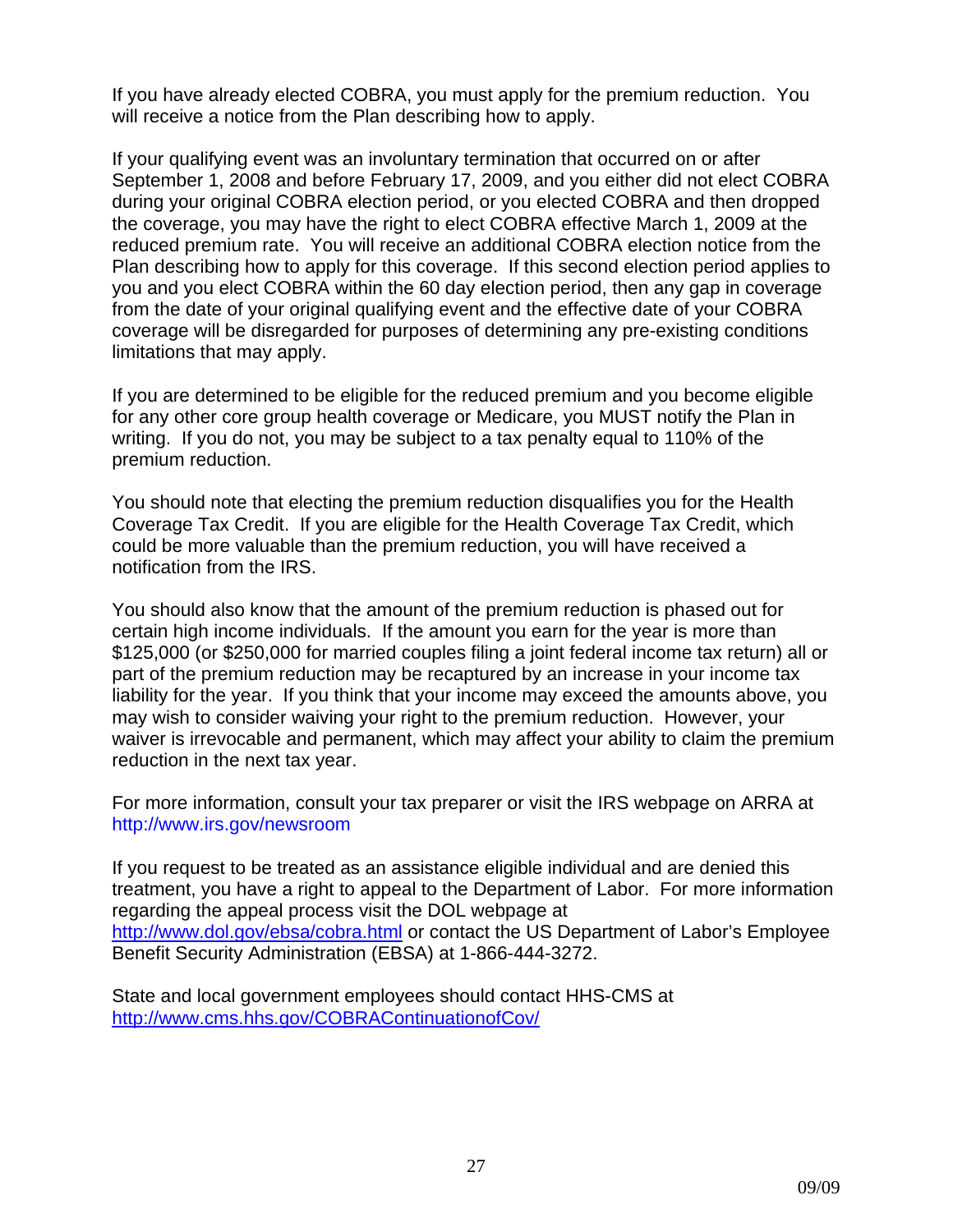If you have already elected COBRA, you must apply for the premium reduction. You will receive a notice from the Plan describing how to apply.

If your qualifying event was an involuntary termination that occurred on or after September 1, 2008 and before February 17, 2009, and you either did not elect COBRA during your original COBRA election period, or you elected COBRA and then dropped the coverage, you may have the right to elect COBRA effective March 1, 2009 at the reduced premium rate. You will receive an additional COBRA election notice from the Plan describing how to apply for this coverage. If this second election period applies to you and you elect COBRA within the 60 day election period, then any gap in coverage from the date of your original qualifying event and the effective date of your COBRA coverage will be disregarded for purposes of determining any pre-existing conditions limitations that may apply.

If you are determined to be eligible for the reduced premium and you become eligible for any other core group health coverage or Medicare, you MUST notify the Plan in writing. If you do not, you may be subject to a tax penalty equal to 110% of the premium reduction.

You should note that electing the premium reduction disqualifies you for the Health Coverage Tax Credit. If you are eligible for the Health Coverage Tax Credit, which could be more valuable than the premium reduction, you will have received a notification from the IRS.

You should also know that the amount of the premium reduction is phased out for certain high income individuals. If the amount you earn for the year is more than $125,000 (or $250,000 for married couples filing a joint federal income tax return) all or part of the premium reduction may be recaptured by an increase in your income tax liability for the year. If you think that your income may exceed the amounts above, you may wish to consider waiving your right to the premium reduction. However, your waiver is irrevocable and permanent, which may affect your ability to claim the premium reduction in the next tax year.

For more information, consult your tax preparer or visit the IRS webpage on ARRA at http://www.irs.gov/newsroom

If you request to be treated as an assistance eligible individual and are denied this treatment, you have a right to appeal to the Department of Labor. For more information regarding the appeal process visit the DOL webpage at http://www.dol.gov/ebsa/cobra.html or contact the US Department of Labor's Employee Benefit Security Administration (EBSA) at 1-866-444-3272.

State and local government employees should contact HHS-CMS at http://www.cms.hhs.gov/COBRAContinuationofCov/

09/09